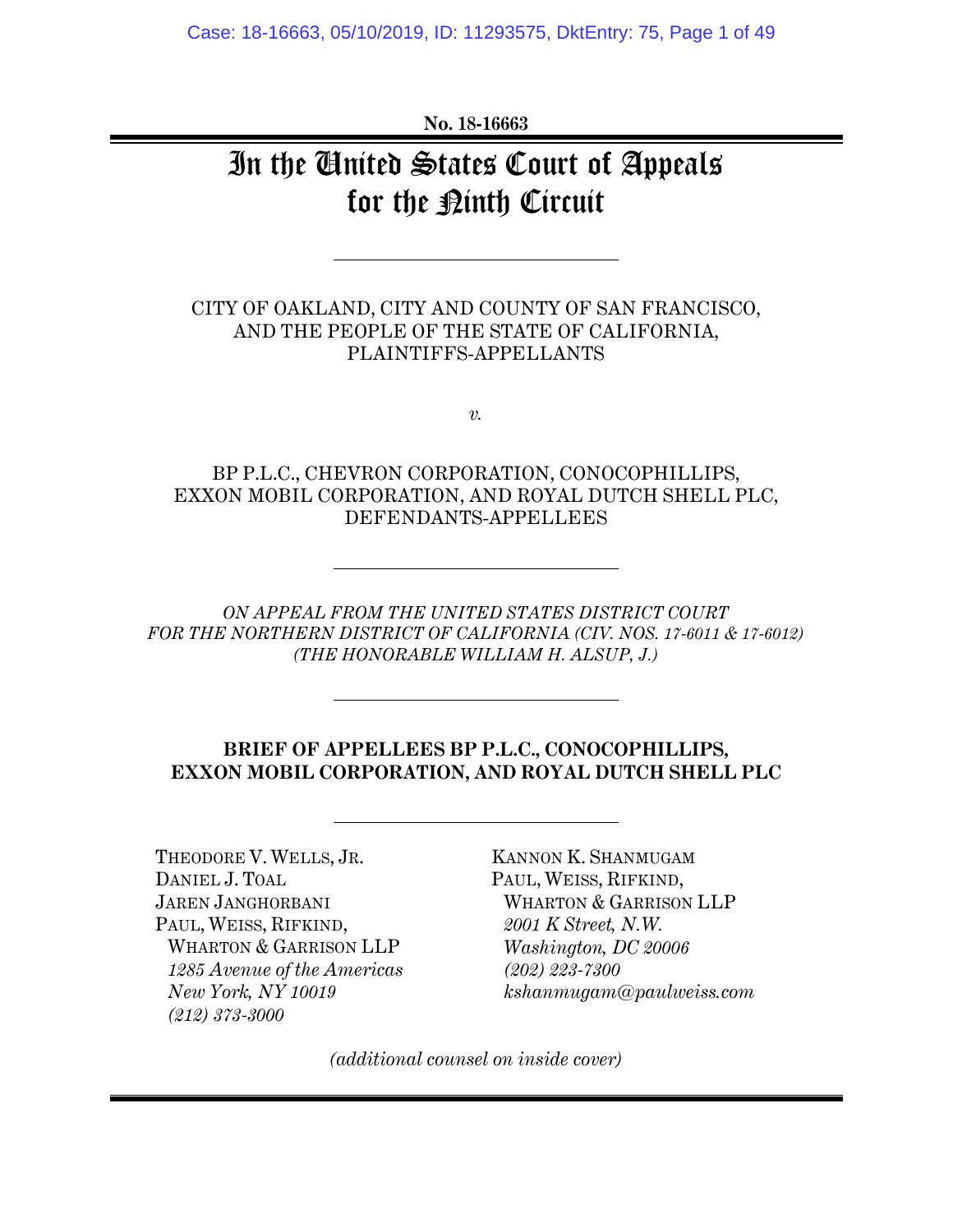**No. 18-16663**

# In the United States Court of Appeals for the Ninth Circuit

---

CITY OF OAKLAND, CITY AND COUNTY OF SAN FRANCISCO, AND THE PEOPLE OF THE STATE OF CALIFORNIA, PLAINTIFFS-APPELLANTS

*v.*

BP P.L.C., CHEVRON CORPORATION, CONOCOPHILLIPS, EXXON MOBIL CORPORATION, AND ROYAL DUTCH SHELL PLC, DEFENDANTS-APPELLEES

---

*ON APPEAL FROM THE UNITED STATES DISTRICT COURT FOR THE NORTHERN DISTRICT OF CALIFORNIA (CIV. NOS. 17-6011 & 17-6012) (THE HONORABLE WILLIAM H. ALSUP, J.)*

---

**BRIEF OF APPELLEES BP P.L.C., CONOCOPHILLIPS, EXXON MOBIL CORPORATION, AND ROYAL DUTCH SHELL PLC**

---

THEODORE V. WELLS, JR.
DANIEL J. TOAL
JAREN JANGHORBANI
PAUL, WEISS, RIFKIND, WHARTON & GARRISON LLP
*1285 Avenue of the Americas*
*New York, NY 10019*
*(212) 373-3000*

KANNON K. SHANMUGAM
PAUL, WEISS, RIFKIND, WHARTON & GARRISON LLP
*2001 K Street, N.W.*
*Washington, DC 20006*
*(202) 223-7300*
*kshanmugam@paulweiss.com*

*(additional counsel on inside cover)*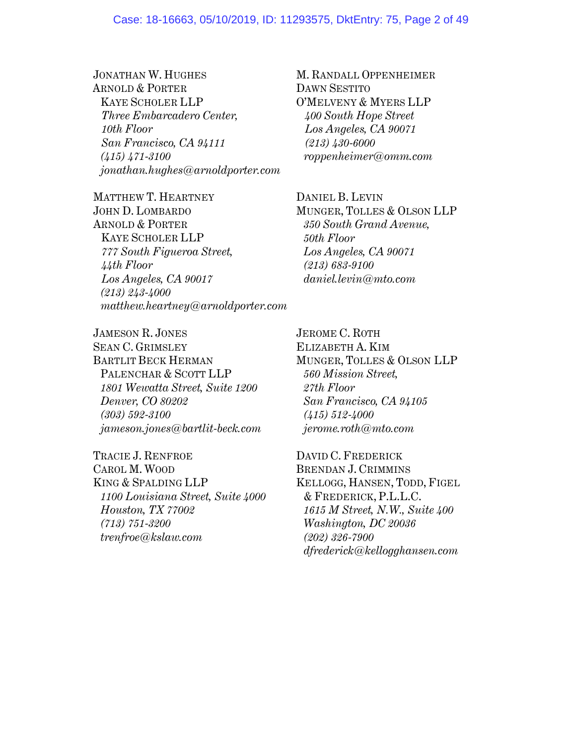JONATHAN W. HUGHES
ARNOLD & PORTER
KAYE SCHOLER LLP
*Three Embarcadero Center,*
*10th Floor*
*San Francisco, CA 94111*
*(415) 471-3100*
*jonathan.hughes@arnoldporter.com*

MATTHEW T. HEARTNEY
JOHN D. LOMBARDO
ARNOLD & PORTER
KAYE SCHOLER LLP
*777 South Figueroa Street,*
*44th Floor*
*Los Angeles, CA 90017*
*(213) 243-4000*
*matthew.heartney@arnoldporter.com*

JAMESON R. JONES
SEAN C. GRIMSLEY
BARTLIT BECK HERMAN
PALENCHAR & SCOTT LLP
*1801 Wewatta Street, Suite 1200*
*Denver, CO 80202*
*(303) 592-3100*
*jameson.jones@bartlit-beck.com*

TRACIE J. RENFROE
CAROL M. WOOD
KING & SPALDING LLP
*1100 Louisiana Street, Suite 4000*
*Houston, TX 77002*
*(713) 751-3200*
*trenfroe@kslaw.com*

M. RANDALL OPPENHEIMER
DAWN SESTITO
O'MELVENY & MYERS LLP
*400 South Hope Street*
*Los Angeles, CA 90071*
*(213) 430-6000*
*roppenheimer@omm.com*

DANIEL B. LEVIN
MUNGER, TOLLES & OLSON LLP
*350 South Grand Avenue,*
*50th Floor*
*Los Angeles, CA 90071*
*(213) 683-9100*
*daniel.levin@mto.com*

JEROME C. ROTH
ELIZABETH A. KIM
MUNGER, TOLLES & OLSON LLP
*560 Mission Street,*
*27th Floor*
*San Francisco, CA 94105*
*(415) 512-4000*
*jerome.roth@mto.com*

DAVID C. FREDERICK
BRENDAN J. CRIMMINS
KELLOGG, HANSEN, TODD, FIGEL
& FREDERICK, P.L.L.C.
*1615 M Street, N.W., Suite 400*
*Washington, DC 20036*
*(202) 326-7900*
*dfrederick@kellogghansen.com*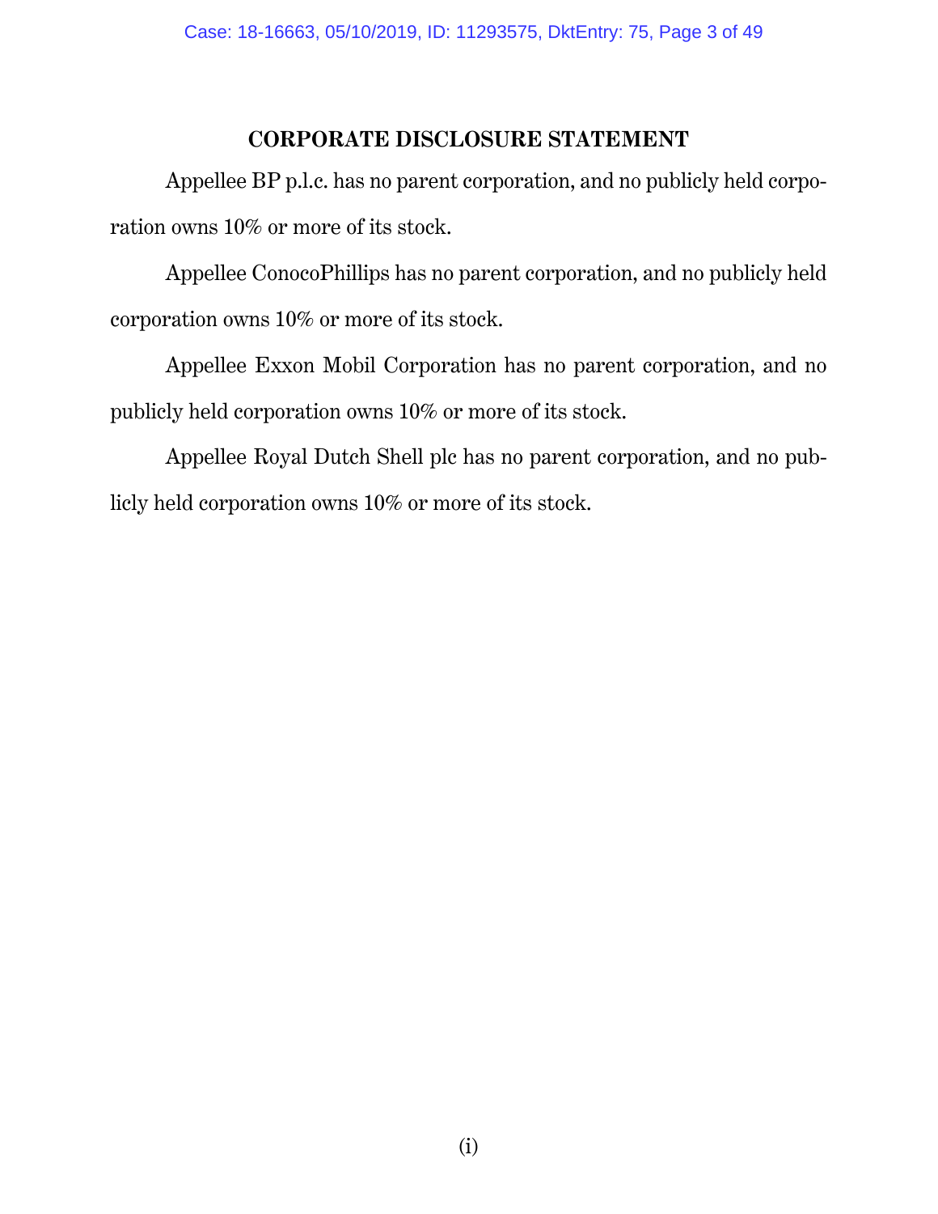## CORPORATE DISCLOSURE STATEMENT

Appellee BP p.l.c. has no parent corporation, and no publicly held corporation owns 10% or more of its stock.

Appellee ConocoPhillips has no parent corporation, and no publicly held corporation owns 10% or more of its stock.

Appellee Exxon Mobil Corporation has no parent corporation, and no publicly held corporation owns 10% or more of its stock.

Appellee Royal Dutch Shell plc has no parent corporation, and no publicly held corporation owns 10% or more of its stock.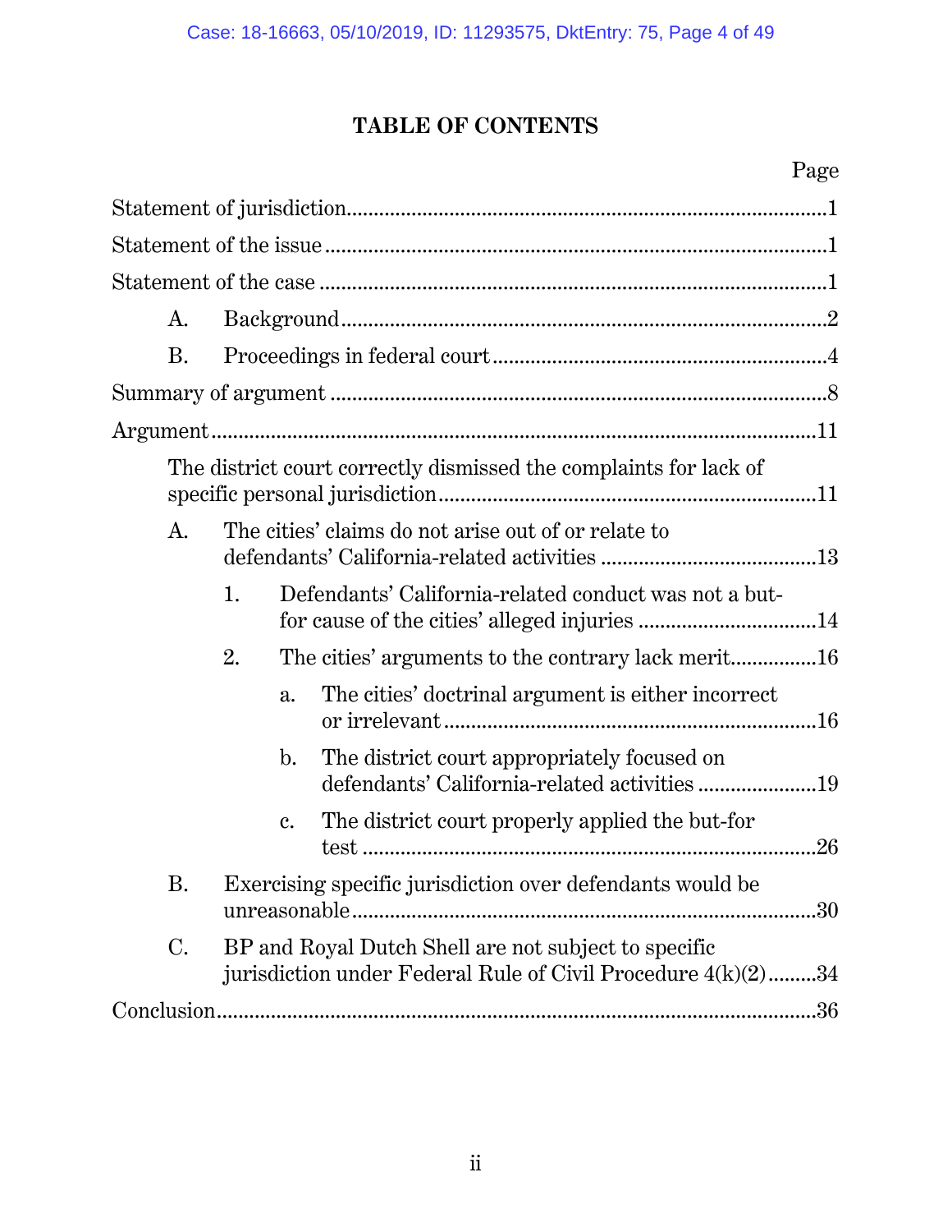# TABLE OF CONTENTS

| | Page |
|---|---|
| Statement of jurisdiction | 1 |
| Statement of the issue | 1 |
| Statement of the case | 1 |
| A. Background | 2 |
| B. Proceedings in federal court | 4 |
| Summary of argument | 8 |
| Argument | 11 |
| The district court correctly dismissed the complaints for lack of specific personal jurisdiction | 11 |
| A. The cities' claims do not arise out of or relate to defendants' California-related activities | 13 |
| 1. Defendants' California-related conduct was not a but-for cause of the cities' alleged injuries | 14 |
| 2. The cities' arguments to the contrary lack merit | 16 |
| a. The cities' doctrinal argument is either incorrect or irrelevant | 16 |
| b. The district court appropriately focused on defendants' California-related activities | 19 |
| c. The district court properly applied the but-for test | 26 |
| B. Exercising specific jurisdiction over defendants would be unreasonable | 30 |
| C. BP and Royal Dutch Shell are not subject to specific jurisdiction under Federal Rule of Civil Procedure 4(k)(2) | 34 |
| Conclusion | 36 |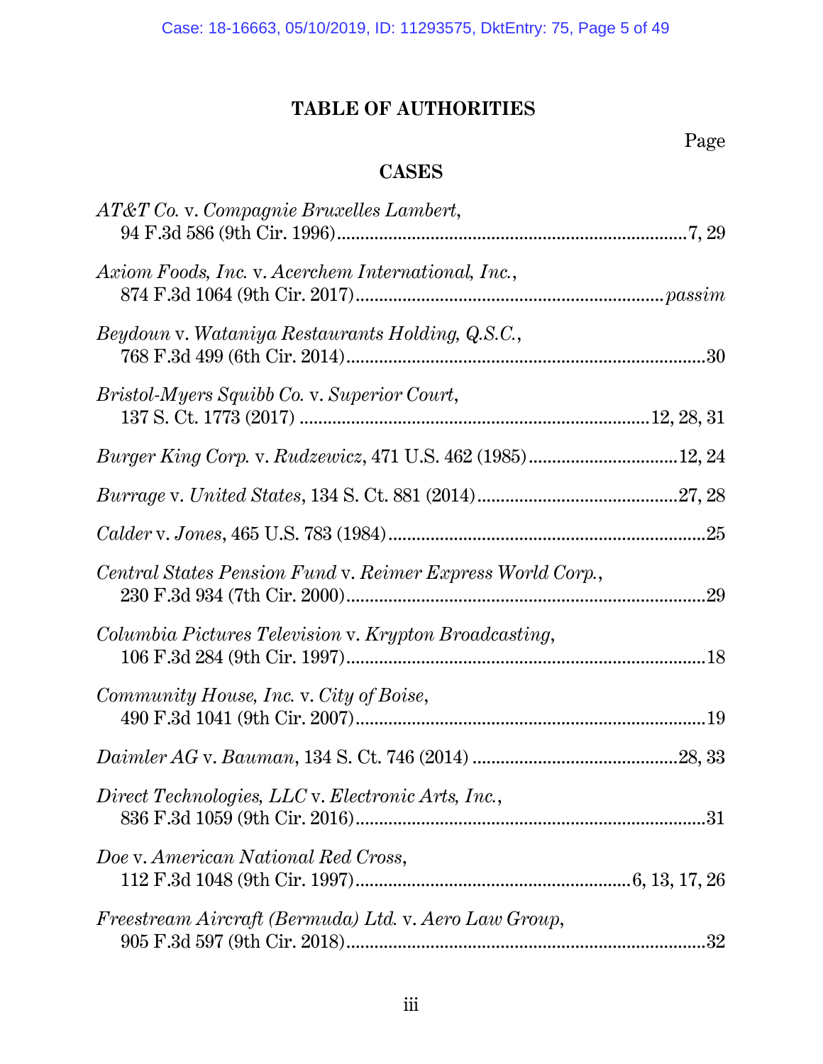# TABLE OF AUTHORITIES

Page

## CASES

*AT&T Co.* v. *Compagnie Bruxelles Lambert*, 94 F.3d 586 (9th Cir. 1996) .......... 7, 29

*Axiom Foods, Inc.* v. *Acerchem International, Inc.*, 874 F.3d 1064 (9th Cir. 2017) .......... *passim*

*Beydoun* v. *Wataniya Restaurants Holding, Q.S.C.*, 768 F.3d 499 (6th Cir. 2014) .......... 30

*Bristol-Myers Squibb Co.* v. *Superior Court*, 137 S. Ct. 1773 (2017) .......... 12, 28, 31

*Burger King Corp.* v. *Rudzewicz*, 471 U.S. 462 (1985) .......... 12, 24

*Burrage* v. *United States*, 134 S. Ct. 881 (2014) .......... 27, 28

*Calder* v. *Jones*, 465 U.S. 783 (1984) .......... 25

*Central States Pension Fund* v. *Reimer Express World Corp.*, 230 F.3d 934 (7th Cir. 2000) .......... 29

*Columbia Pictures Television* v. *Krypton Broadcasting*, 106 F.3d 284 (9th Cir. 1997) .......... 18

*Community House, Inc.* v. *City of Boise*, 490 F.3d 1041 (9th Cir. 2007) .......... 19

*Daimler AG* v. *Bauman*, 134 S. Ct. 746 (2014) .......... 28, 33

*Direct Technologies, LLC* v. *Electronic Arts, Inc.*, 836 F.3d 1059 (9th Cir. 2016) .......... 31

*Doe* v. *American National Red Cross*, 112 F.3d 1048 (9th Cir. 1997) .......... 6, 13, 17, 26

*Freestream Aircraft (Bermuda) Ltd.* v. *Aero Law Group*, 905 F.3d 597 (9th Cir. 2018) .......... 32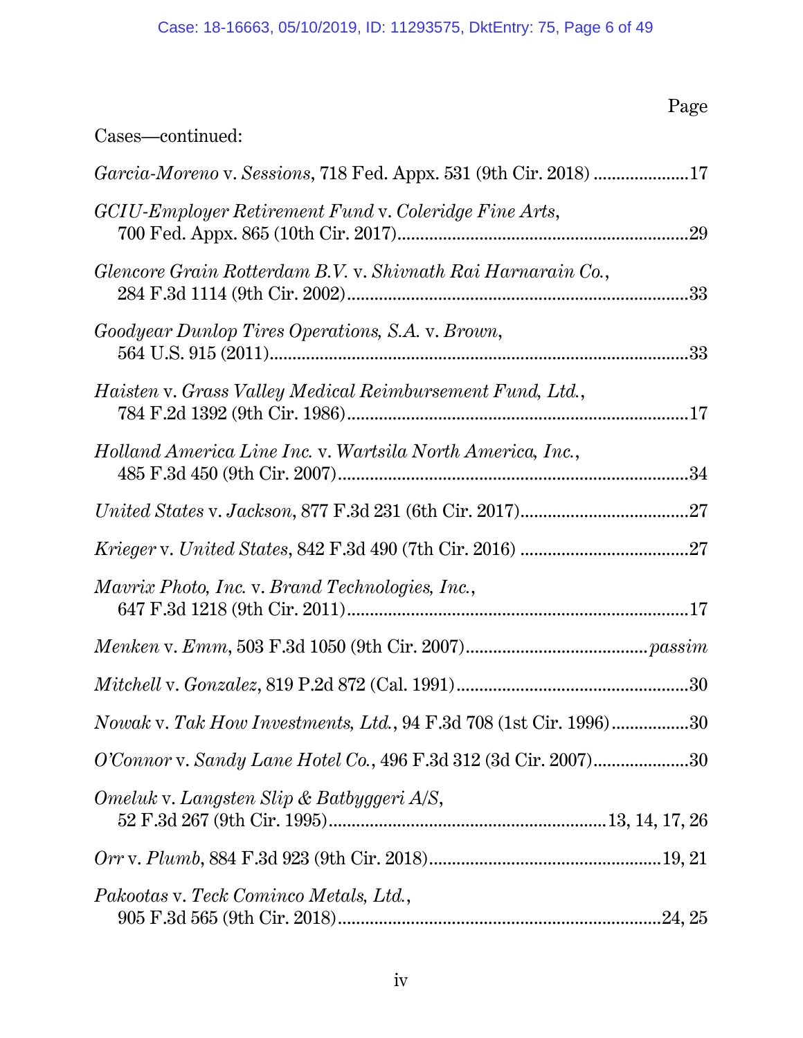Page

Cases—continued:

*Garcia-Moreno* v. *Sessions*, 718 Fed. Appx. 531 (9th Cir. 2018) ....................17

*GCIU-Employer Retirement Fund* v. *Coleridge Fine Arts*, 700 Fed. Appx. 865 (10th Cir. 2017)..............................................................29

*Glencore Grain Rotterdam B.V.* v. *Shivnath Rai Harnarain Co.*, 284 F.3d 1114 (9th Cir. 2002).........................................................................33

*Goodyear Dunlop Tires Operations, S.A.* v. *Brown*, 564 U.S. 915 (2011).........................................................................................33

*Haisten* v. *Grass Valley Medical Reimbursement Fund, Ltd.*, 784 F.2d 1392 (9th Cir. 1986).........................................................................17

*Holland America Line Inc.* v. *Wartsila North America, Inc.*, 485 F.3d 450 (9th Cir. 2007).........................................................................34

*United States* v. *Jackson*, 877 F.3d 231 (6th Cir. 2017)...................................27

*Krieger* v. *United States*, 842 F.3d 490 (7th Cir. 2016) ...................................27

*Mavrix Photo, Inc.* v. *Brand Technologies, Inc.*, 647 F.3d 1218 (9th Cir. 2011).........................................................................17

*Menken* v. *Emm*, 503 F.3d 1050 (9th Cir. 2007)......................................*passim*

*Mitchell* v. *Gonzalez*, 819 P.2d 872 (Cal. 1991)..................................................30

*Nowak* v. *Tak How Investments, Ltd.*, 94 F.3d 708 (1st Cir. 1996)................30

*O'Connor* v. *Sandy Lane Hotel Co.*, 496 F.3d 312 (3d Cir. 2007)....................30

*Omeluk* v. *Langsten Slip & Batbyggeri A/S*, 52 F.3d 267 (9th Cir. 1995)............................................................13, 14, 17, 26

*Orr* v. *Plumb*, 884 F.3d 923 (9th Cir. 2018)..................................................19, 21

*Pakootas* v. *Teck Cominco Metals, Ltd.*, 905 F.3d 565 (9th Cir. 2018)....................................................................24, 25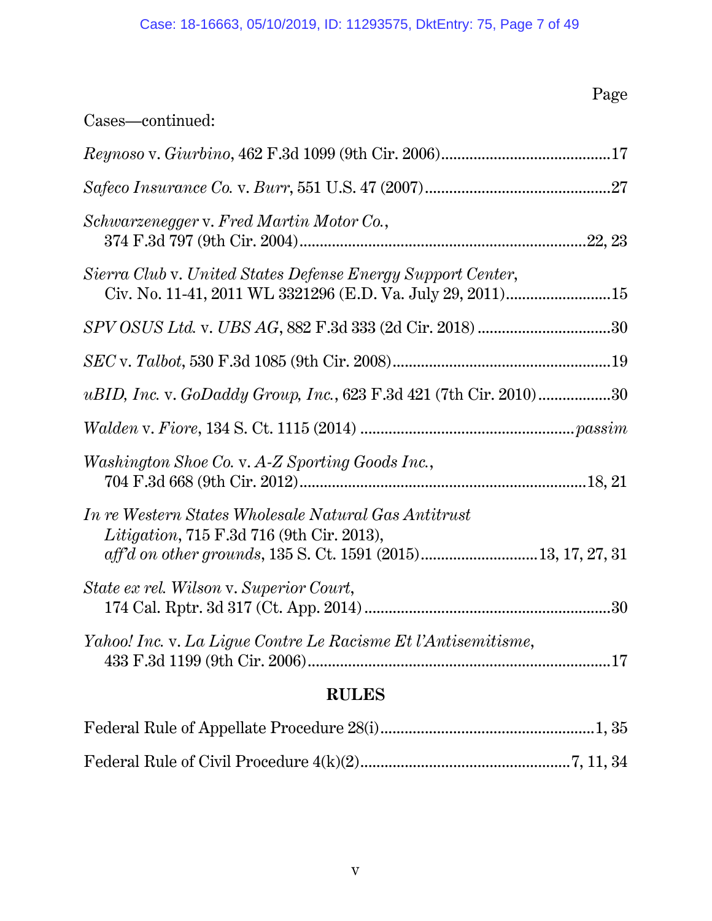Page

Cases—continued:

*Reynoso* v. *Giurbino*, 462 F.3d 1099 (9th Cir. 2006)....................................17

*Safeco Insurance Co.* v. *Burr*, 551 U.S. 47 (2007)........................................27

*Schwarzenegger* v. *Fred Martin Motor Co.*,
374 F.3d 797 (9th Cir. 2004)......................................................................22, 23

*Sierra Club* v. *United States Defense Energy Support Center*,
Civ. No. 11-41, 2011 WL 3321296 (E.D. Va. July 29, 2011)..........................15

*SPV OSUS Ltd.* v. *UBS AG*, 882 F.3d 333 (2d Cir. 2018) ................................30

*SEC* v. *Talbot*, 530 F.3d 1085 (9th Cir. 2008)....................................................19

*uBID, Inc.* v. *GoDaddy Group, Inc.*, 623 F.3d 421 (7th Cir. 2010).................30

*Walden* v. *Fiore*, 134 S. Ct. 1115 (2014) .................................................*passim*

*Washington Shoe Co.* v. *A-Z Sporting Goods Inc.*,
704 F.3d 668 (9th Cir. 2012)......................................................................18, 21

*In re Western States Wholesale Natural Gas Antitrust Litigation*, 715 F.3d 716 (9th Cir. 2013),
*aff'd on other grounds*, 135 S. Ct. 1591 (2015)............................13, 17, 27, 31

*State ex rel. Wilson* v. *Superior Court*,
174 Cal. Rptr. 3d 317 (Ct. App. 2014)............................................................30

*Yahoo! Inc.* v. *La Ligue Contre Le Racisme Et l'Antisemitisme*,
433 F.3d 1199 (9th Cir. 2006)..........................................................................17

## RULES

Federal Rule of Appellate Procedure 28(i)....................................................1, 35

Federal Rule of Civil Procedure 4(k)(2)...................................................7, 11, 34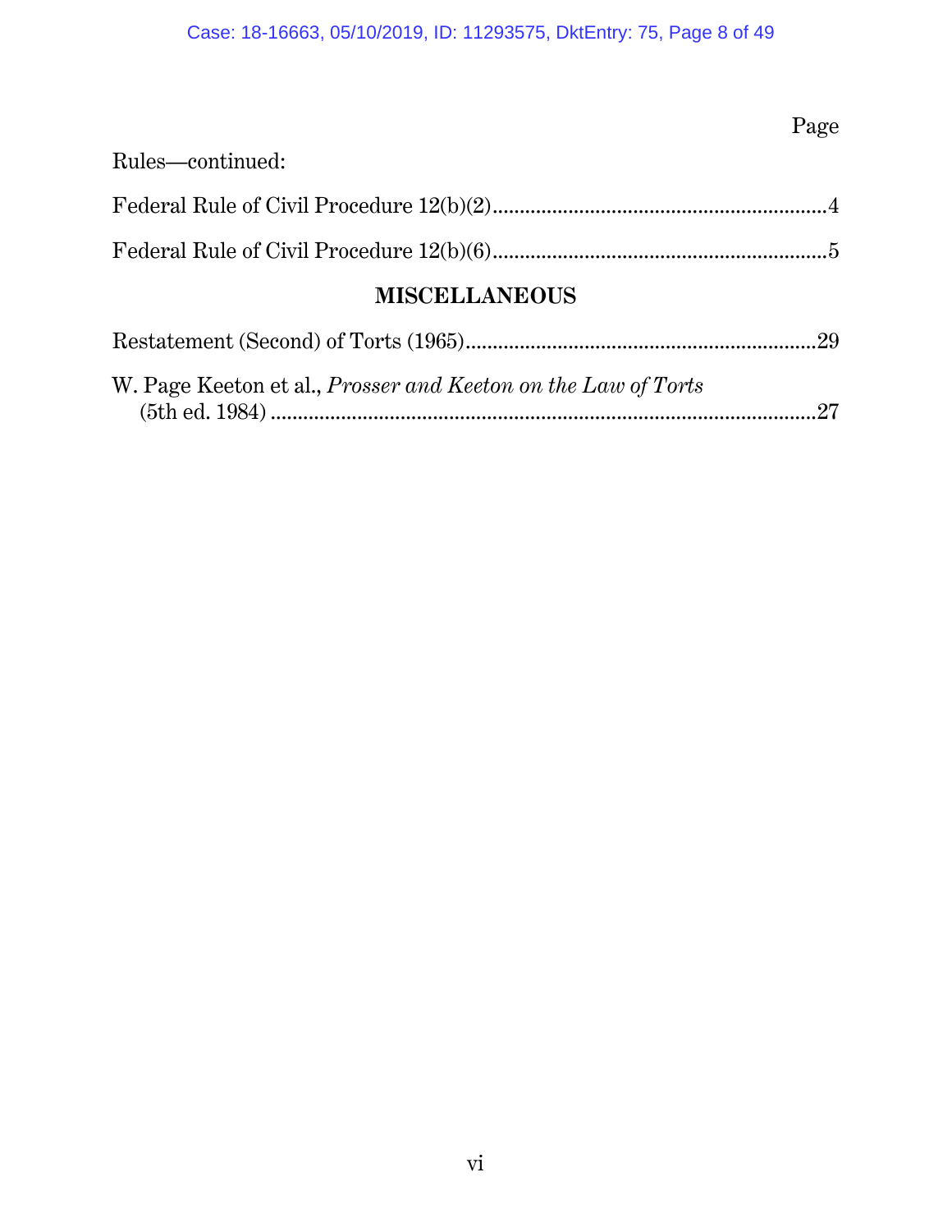Page

Rules—continued:

Federal Rule of Civil Procedure 12(b)(2) ............................................................. 4

Federal Rule of Civil Procedure 12(b)(6) ............................................................. 5

## MISCELLANEOUS

Restatement (Second) of Torts (1965) ............................................................. 29

W. Page Keeton et al., *Prosser and Keeton on the Law of Torts* (5th ed. 1984) ............................................................. 27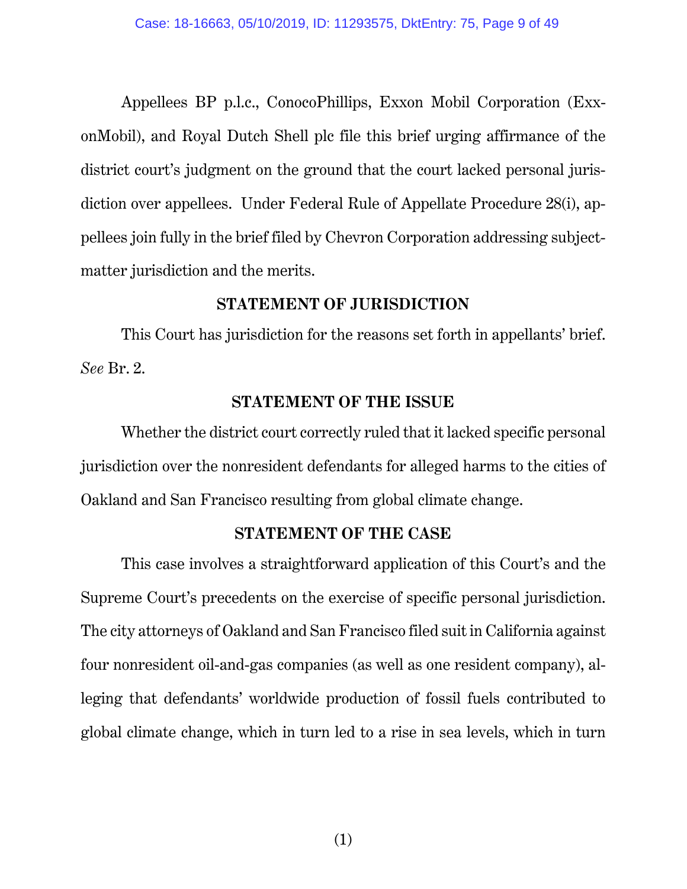Appellees BP p.l.c., ConocoPhillips, Exxon Mobil Corporation (ExxonMobil), and Royal Dutch Shell plc file this brief urging affirmance of the district court's judgment on the ground that the court lacked personal jurisdiction over appellees. Under Federal Rule of Appellate Procedure 28(i), appellees join fully in the brief filed by Chevron Corporation addressing subject-matter jurisdiction and the merits.

## STATEMENT OF JURISDICTION

This Court has jurisdiction for the reasons set forth in appellants' brief. *See* Br. 2.

## STATEMENT OF THE ISSUE

Whether the district court correctly ruled that it lacked specific personal jurisdiction over the nonresident defendants for alleged harms to the cities of Oakland and San Francisco resulting from global climate change.

## STATEMENT OF THE CASE

This case involves a straightforward application of this Court's and the Supreme Court's precedents on the exercise of specific personal jurisdiction. The city attorneys of Oakland and San Francisco filed suit in California against four nonresident oil-and-gas companies (as well as one resident company), alleging that defendants' worldwide production of fossil fuels contributed to global climate change, which in turn led to a rise in sea levels, which in turn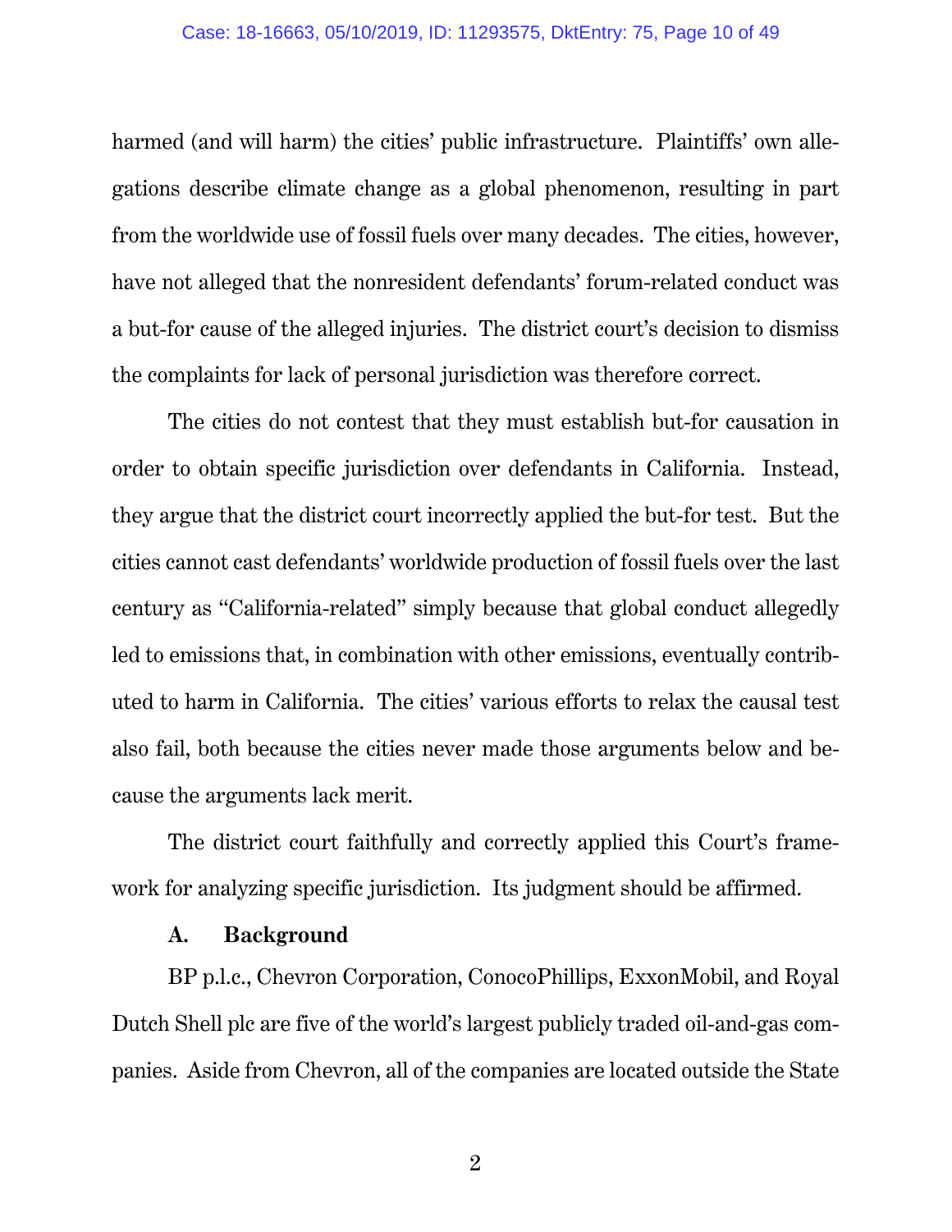harmed (and will harm) the cities' public infrastructure. Plaintiffs' own allegations describe climate change as a global phenomenon, resulting in part from the worldwide use of fossil fuels over many decades. The cities, however, have not alleged that the nonresident defendants' forum-related conduct was a but-for cause of the alleged injuries. The district court's decision to dismiss the complaints for lack of personal jurisdiction was therefore correct.

The cities do not contest that they must establish but-for causation in order to obtain specific jurisdiction over defendants in California. Instead, they argue that the district court incorrectly applied the but-for test. But the cities cannot cast defendants' worldwide production of fossil fuels over the last century as "California-related" simply because that global conduct allegedly led to emissions that, in combination with other emissions, eventually contributed to harm in California. The cities' various efforts to relax the causal test also fail, both because the cities never made those arguments below and because the arguments lack merit.

The district court faithfully and correctly applied this Court's framework for analyzing specific jurisdiction. Its judgment should be affirmed.

### A. Background

BP p.l.c., Chevron Corporation, ConocoPhillips, ExxonMobil, and Royal Dutch Shell plc are five of the world's largest publicly traded oil-and-gas companies. Aside from Chevron, all of the companies are located outside the State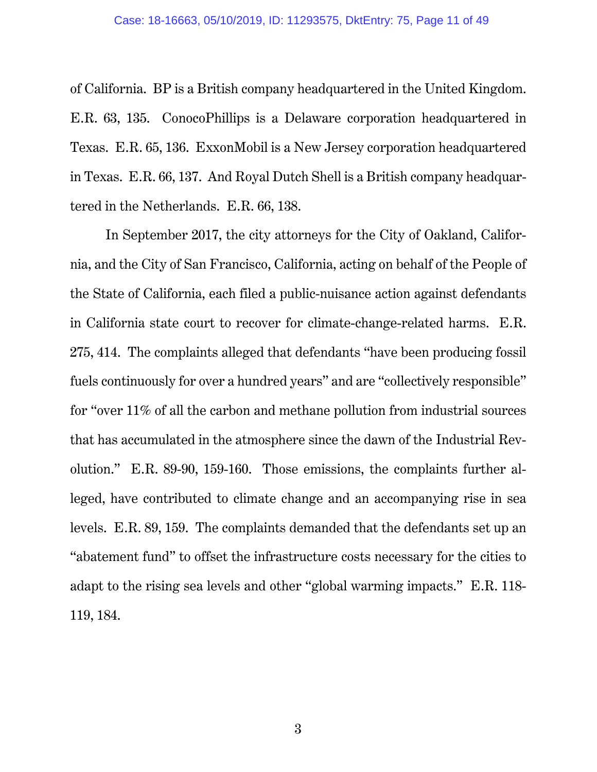of California. BP is a British company headquartered in the United Kingdom. E.R. 63, 135. ConocoPhillips is a Delaware corporation headquartered in Texas. E.R. 65, 136. ExxonMobil is a New Jersey corporation headquartered in Texas. E.R. 66, 137. And Royal Dutch Shell is a British company headquartered in the Netherlands. E.R. 66, 138.

In September 2017, the city attorneys for the City of Oakland, California, and the City of San Francisco, California, acting on behalf of the People of the State of California, each filed a public-nuisance action against defendants in California state court to recover for climate-change-related harms. E.R. 275, 414. The complaints alleged that defendants "have been producing fossil fuels continuously for over a hundred years" and are "collectively responsible" for "over 11% of all the carbon and methane pollution from industrial sources that has accumulated in the atmosphere since the dawn of the Industrial Revolution." E.R. 89-90, 159-160. Those emissions, the complaints further alleged, have contributed to climate change and an accompanying rise in sea levels. E.R. 89, 159. The complaints demanded that the defendants set up an "abatement fund" to offset the infrastructure costs necessary for the cities to adapt to the rising sea levels and other "global warming impacts." E.R. 118-119, 184.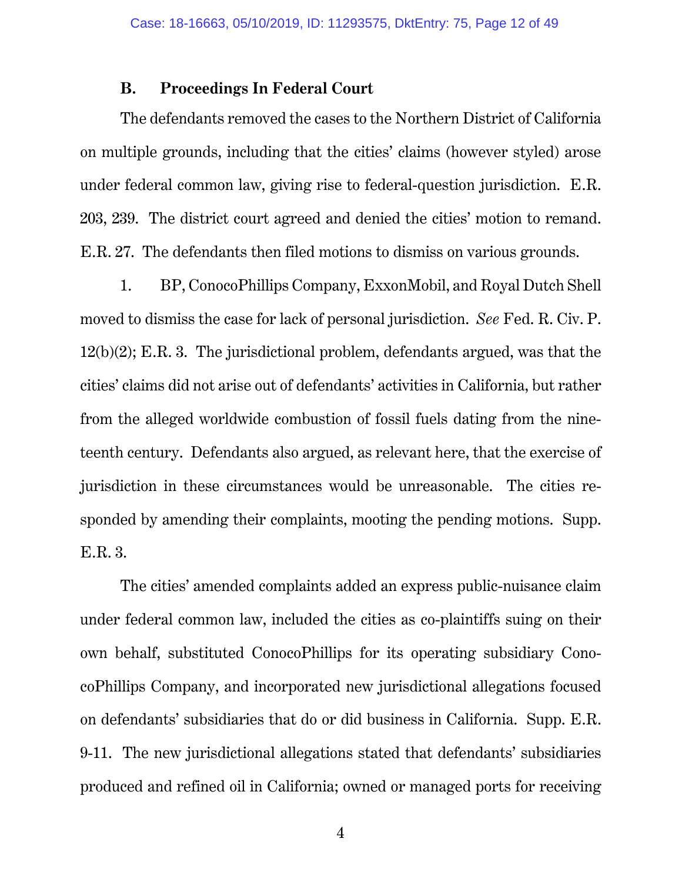### B. Proceedings In Federal Court

The defendants removed the cases to the Northern District of California on multiple grounds, including that the cities' claims (however styled) arose under federal common law, giving rise to federal-question jurisdiction. E.R. 203, 239. The district court agreed and denied the cities' motion to remand. E.R. 27. The defendants then filed motions to dismiss on various grounds.

1. BP, ConocoPhillips Company, ExxonMobil, and Royal Dutch Shell moved to dismiss the case for lack of personal jurisdiction. *See* Fed. R. Civ. P. 12(b)(2); E.R. 3. The jurisdictional problem, defendants argued, was that the cities' claims did not arise out of defendants' activities in California, but rather from the alleged worldwide combustion of fossil fuels dating from the nineteenth century. Defendants also argued, as relevant here, that the exercise of jurisdiction in these circumstances would be unreasonable. The cities responded by amending their complaints, mooting the pending motions. Supp. E.R. 3.

The cities' amended complaints added an express public-nuisance claim under federal common law, included the cities as co-plaintiffs suing on their own behalf, substituted ConocoPhillips for its operating subsidiary ConocoPhillips Company, and incorporated new jurisdictional allegations focused on defendants' subsidiaries that do or did business in California. Supp. E.R. 9-11. The new jurisdictional allegations stated that defendants' subsidiaries produced and refined oil in California; owned or managed ports for receiving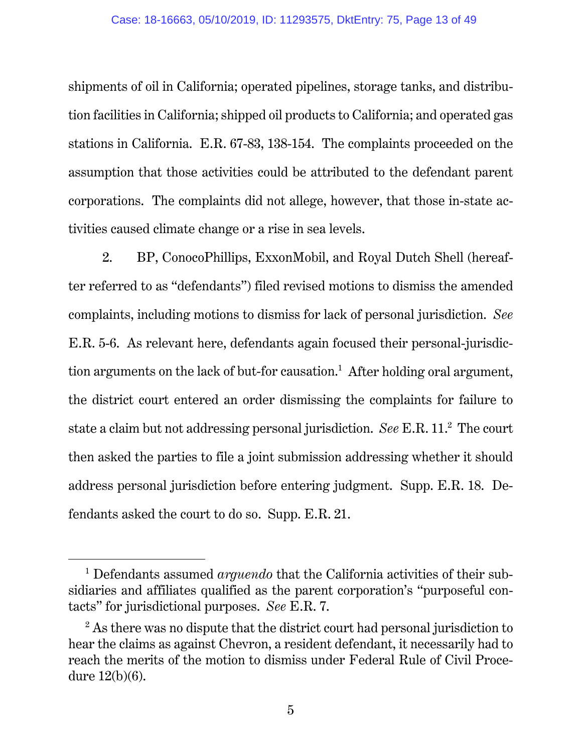shipments of oil in California; operated pipelines, storage tanks, and distribution facilities in California; shipped oil products to California; and operated gas stations in California. E.R. 67-83, 138-154. The complaints proceeded on the assumption that those activities could be attributed to the defendant parent corporations. The complaints did not allege, however, that those in-state activities caused climate change or a rise in sea levels.

2. BP, ConocoPhillips, ExxonMobil, and Royal Dutch Shell (hereafter referred to as "defendants") filed revised motions to dismiss the amended complaints, including motions to dismiss for lack of personal jurisdiction. *See* E.R. 5-6. As relevant here, defendants again focused their personal-jurisdiction arguments on the lack of but-for causation.[1] After holding oral argument, the district court entered an order dismissing the complaints for failure to state a claim but not addressing personal jurisdiction. *See* E.R. 11.[2] The court then asked the parties to file a joint submission addressing whether it should address personal jurisdiction before entering judgment. Supp. E.R. 18. Defendants asked the court to do so. Supp. E.R. 21.

---

[1] Defendants assumed *arguendo* that the California activities of their subsidiaries and affiliates qualified as the parent corporation's "purposeful contacts" for jurisdictional purposes. *See* E.R. 7.

[2] As there was no dispute that the district court had personal jurisdiction to hear the claims as against Chevron, a resident defendant, it necessarily had to reach the merits of the motion to dismiss under Federal Rule of Civil Procedure 12(b)(6).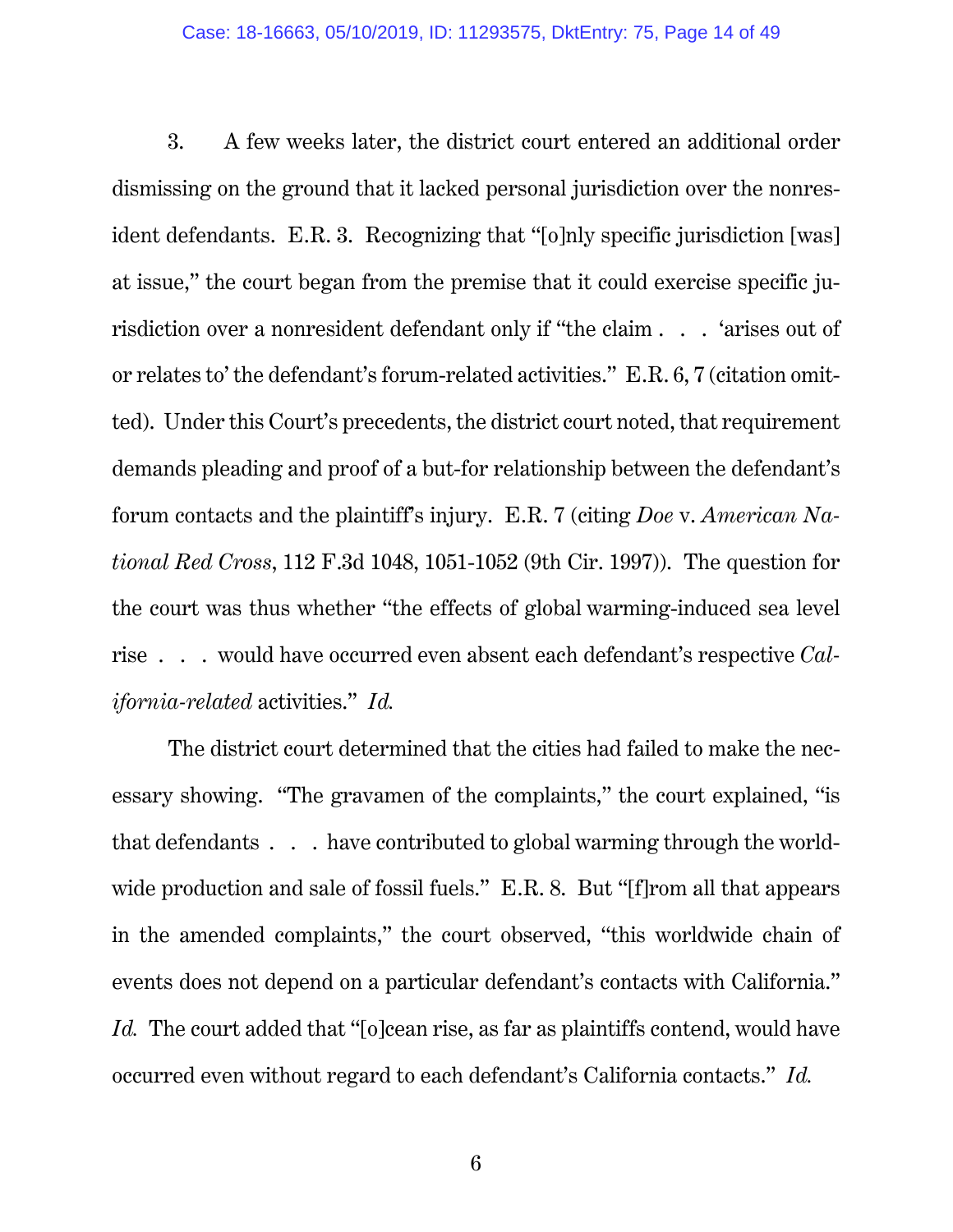3. A few weeks later, the district court entered an additional order dismissing on the ground that it lacked personal jurisdiction over the nonresident defendants. E.R. 3. Recognizing that "[o]nly specific jurisdiction [was] at issue," the court began from the premise that it could exercise specific jurisdiction over a nonresident defendant only if "the claim . . . 'arises out of or relates to' the defendant's forum-related activities." E.R. 6, 7 (citation omitted). Under this Court's precedents, the district court noted, that requirement demands pleading and proof of a but-for relationship between the defendant's forum contacts and the plaintiff's injury. E.R. 7 (citing *Doe* v. *American National Red Cross*, 112 F.3d 1048, 1051-1052 (9th Cir. 1997)). The question for the court was thus whether "the effects of global warming-induced sea level rise . . . would have occurred even absent each defendant's respective *California-related* activities." *Id.*

The district court determined that the cities had failed to make the necessary showing. "The gravamen of the complaints," the court explained, "is that defendants . . . have contributed to global warming through the worldwide production and sale of fossil fuels." E.R. 8. But "[f]rom all that appears in the amended complaints," the court observed, "this worldwide chain of events does not depend on a particular defendant's contacts with California." *Id.* The court added that "[o]cean rise, as far as plaintiffs contend, would have occurred even without regard to each defendant's California contacts." *Id.*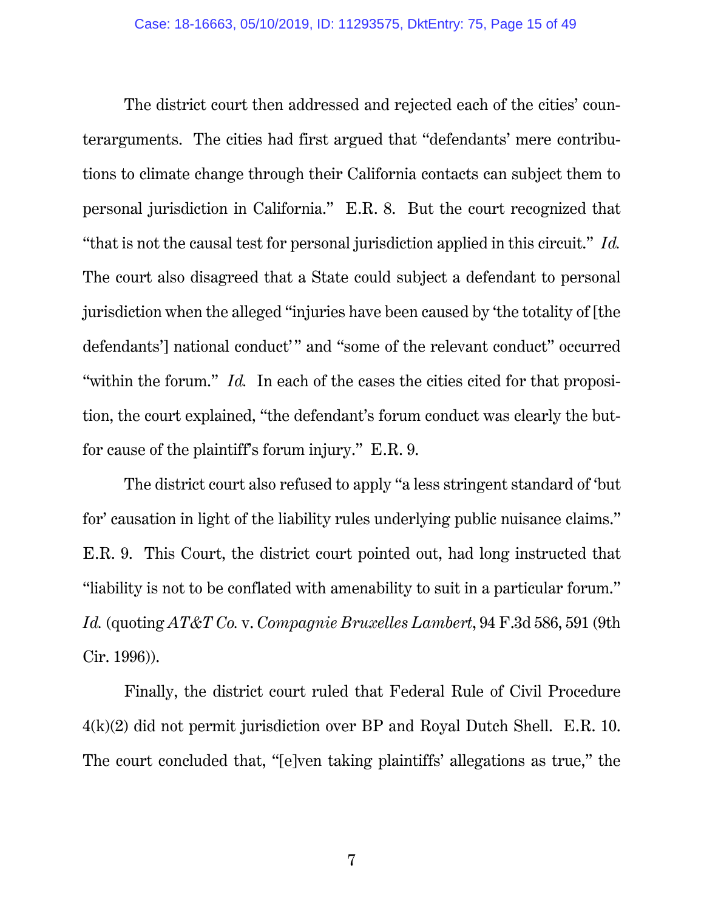The district court then addressed and rejected each of the cities' counterarguments. The cities had first argued that "defendants' mere contributions to climate change through their California contacts can subject them to personal jurisdiction in California." E.R. 8. But the court recognized that "that is not the causal test for personal jurisdiction applied in this circuit." *Id.* The court also disagreed that a State could subject a defendant to personal jurisdiction when the alleged "injuries have been caused by 'the totality of [the defendants'] national conduct'" and "some of the relevant conduct" occurred "within the forum." *Id.* In each of the cases the cities cited for that proposition, the court explained, "the defendant's forum conduct was clearly the but-for cause of the plaintiff's forum injury." E.R. 9.

The district court also refused to apply "a less stringent standard of 'but for' causation in light of the liability rules underlying public nuisance claims." E.R. 9. This Court, the district court pointed out, had long instructed that "liability is not to be conflated with amenability to suit in a particular forum." *Id.* (quoting *AT&T Co.* v. *Compagnie Bruxelles Lambert*, 94 F.3d 586, 591 (9th Cir. 1996)).

Finally, the district court ruled that Federal Rule of Civil Procedure 4(k)(2) did not permit jurisdiction over BP and Royal Dutch Shell. E.R. 10. The court concluded that, "[e]ven taking plaintiffs' allegations as true," the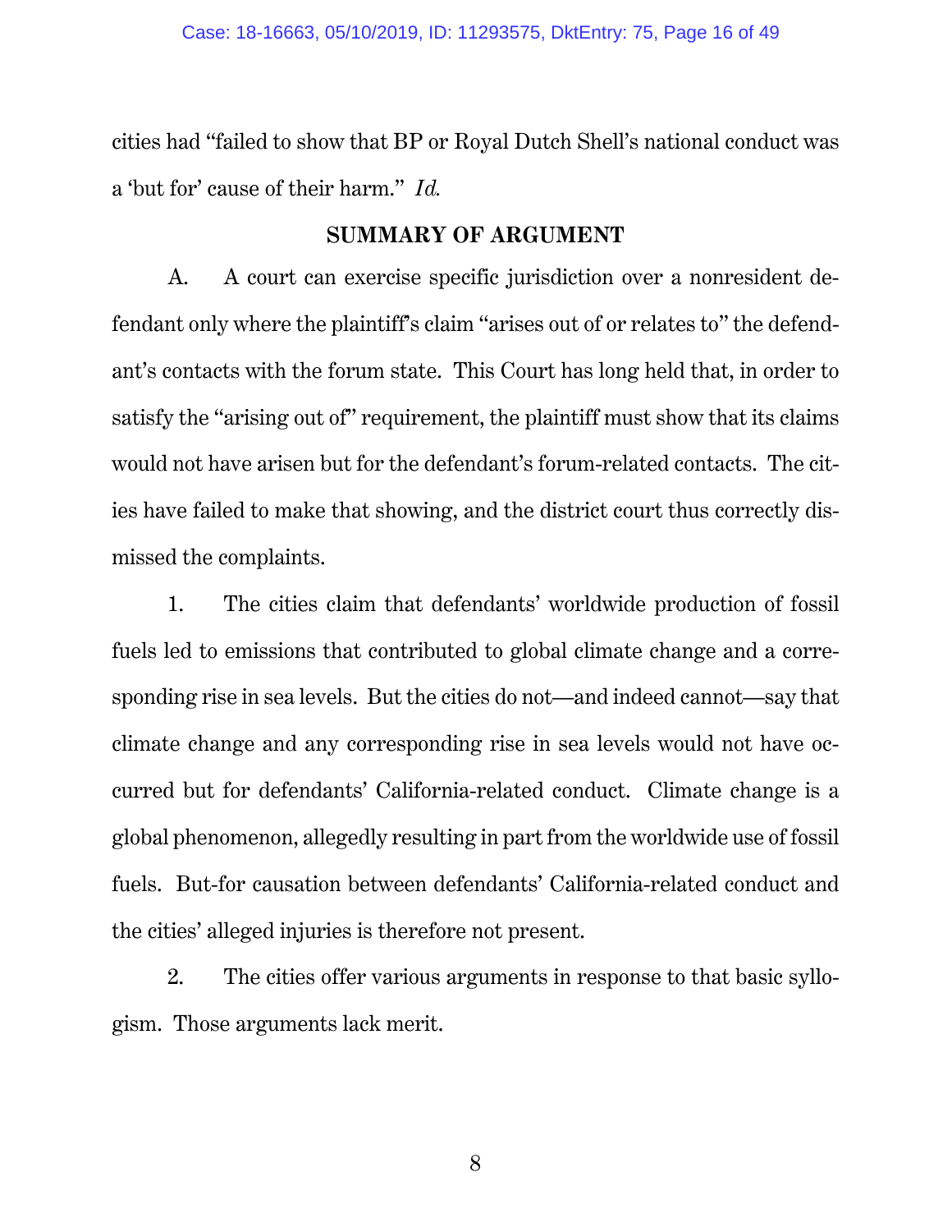cities had "failed to show that BP or Royal Dutch Shell's national conduct was a 'but for' cause of their harm." *Id.*

## SUMMARY OF ARGUMENT

A. A court can exercise specific jurisdiction over a nonresident defendant only where the plaintiff's claim "arises out of or relates to" the defendant's contacts with the forum state. This Court has long held that, in order to satisfy the "arising out of" requirement, the plaintiff must show that its claims would not have arisen but for the defendant's forum-related contacts. The cities have failed to make that showing, and the district court thus correctly dismissed the complaints.

1. The cities claim that defendants' worldwide production of fossil fuels led to emissions that contributed to global climate change and a corresponding rise in sea levels. But the cities do not—and indeed cannot—say that climate change and any corresponding rise in sea levels would not have occurred but for defendants' California-related conduct. Climate change is a global phenomenon, allegedly resulting in part from the worldwide use of fossil fuels. But-for causation between defendants' California-related conduct and the cities' alleged injuries is therefore not present.

2. The cities offer various arguments in response to that basic syllogism. Those arguments lack merit.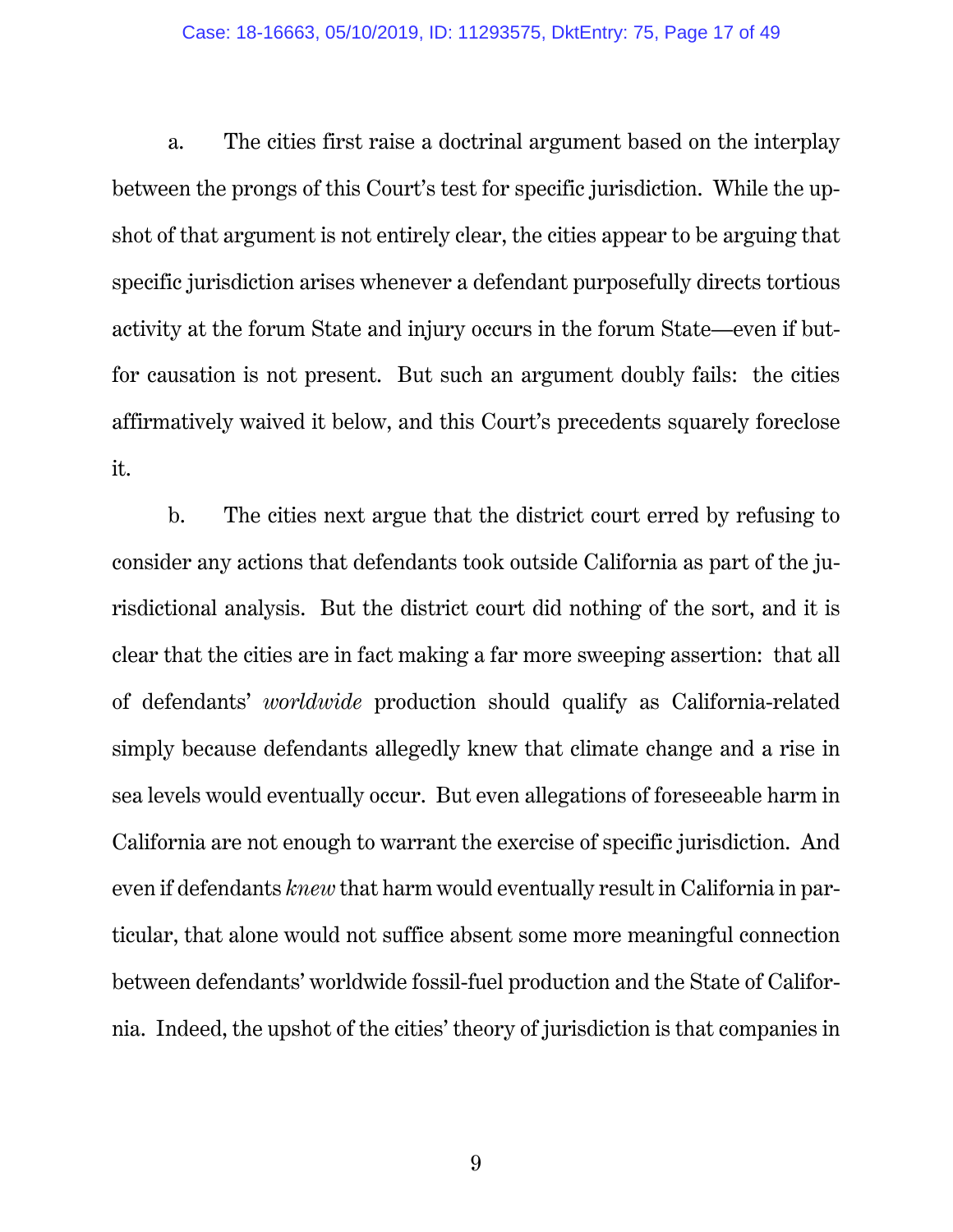a. The cities first raise a doctrinal argument based on the interplay between the prongs of this Court's test for specific jurisdiction. While the upshot of that argument is not entirely clear, the cities appear to be arguing that specific jurisdiction arises whenever a defendant purposefully directs tortious activity at the forum State and injury occurs in the forum State—even if but-for causation is not present. But such an argument doubly fails: the cities affirmatively waived it below, and this Court's precedents squarely foreclose it.

b. The cities next argue that the district court erred by refusing to consider any actions that defendants took outside California as part of the jurisdictional analysis. But the district court did nothing of the sort, and it is clear that the cities are in fact making a far more sweeping assertion: that all of defendants' *worldwide* production should qualify as California-related simply because defendants allegedly knew that climate change and a rise in sea levels would eventually occur. But even allegations of foreseeable harm in California are not enough to warrant the exercise of specific jurisdiction. And even if defendants *knew* that harm would eventually result in California in particular, that alone would not suffice absent some more meaningful connection between defendants' worldwide fossil-fuel production and the State of California. Indeed, the upshot of the cities' theory of jurisdiction is that companies in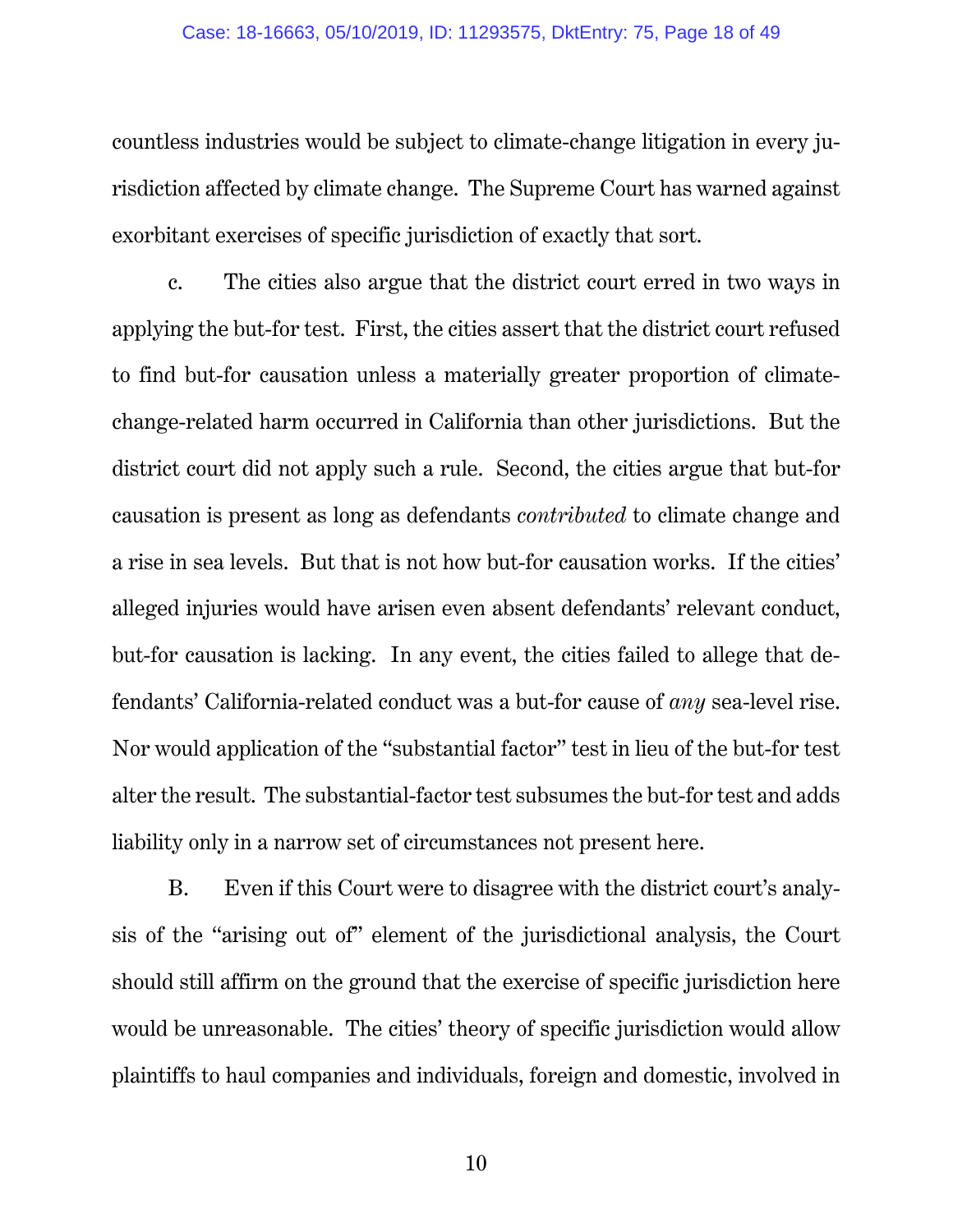countless industries would be subject to climate-change litigation in every jurisdiction affected by climate change. The Supreme Court has warned against exorbitant exercises of specific jurisdiction of exactly that sort.

c. The cities also argue that the district court erred in two ways in applying the but-for test. First, the cities assert that the district court refused to find but-for causation unless a materially greater proportion of climate-change-related harm occurred in California than other jurisdictions. But the district court did not apply such a rule. Second, the cities argue that but-for causation is present as long as defendants *contributed* to climate change and a rise in sea levels. But that is not how but-for causation works. If the cities' alleged injuries would have arisen even absent defendants' relevant conduct, but-for causation is lacking. In any event, the cities failed to allege that defendants' California-related conduct was a but-for cause of *any* sea-level rise. Nor would application of the "substantial factor" test in lieu of the but-for test alter the result. The substantial-factor test subsumes the but-for test and adds liability only in a narrow set of circumstances not present here.

B. Even if this Court were to disagree with the district court's analysis of the "arising out of" element of the jurisdictional analysis, the Court should still affirm on the ground that the exercise of specific jurisdiction here would be unreasonable. The cities' theory of specific jurisdiction would allow plaintiffs to haul companies and individuals, foreign and domestic, involved in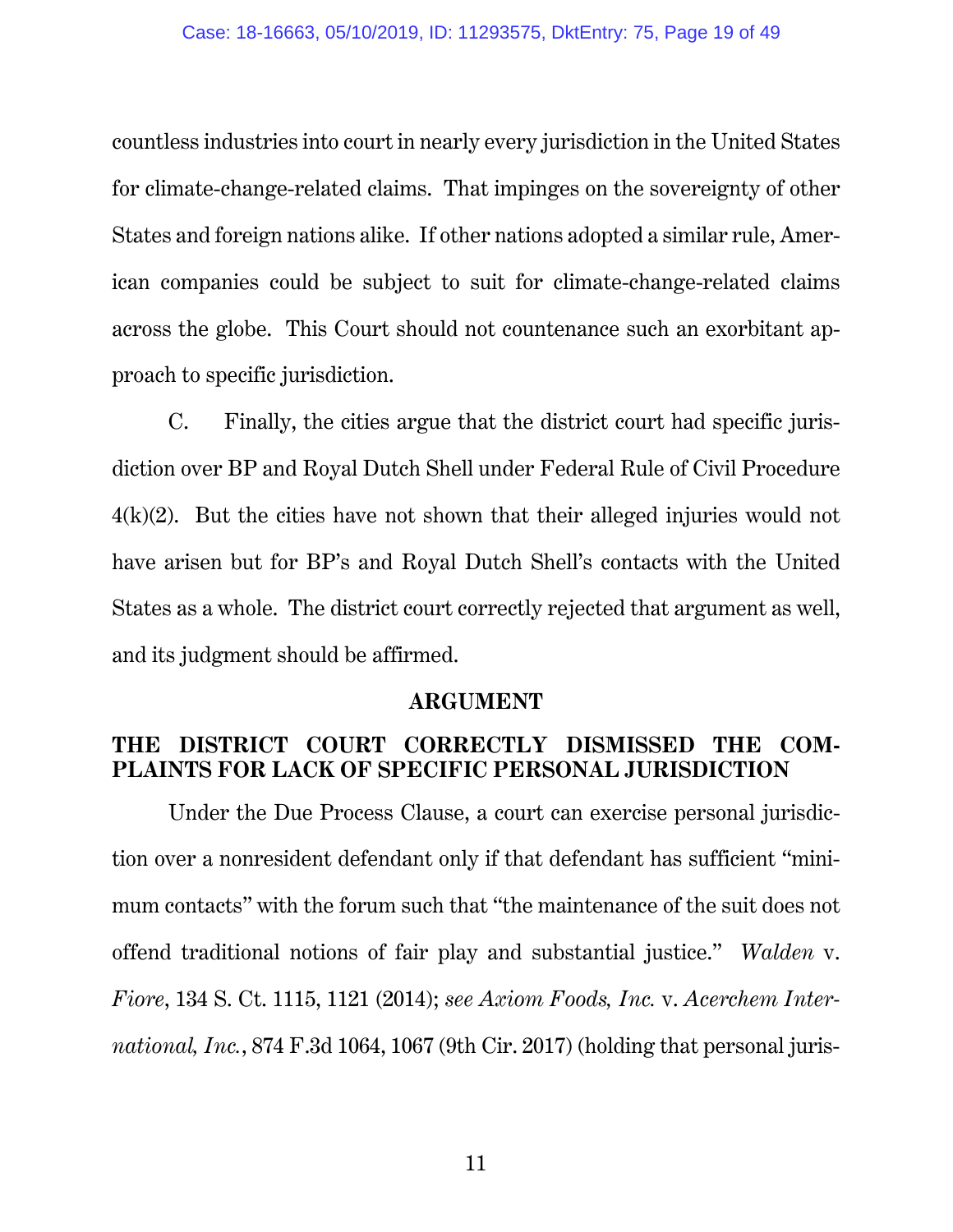countless industries into court in nearly every jurisdiction in the United States for climate-change-related claims. That impinges on the sovereignty of other States and foreign nations alike. If other nations adopted a similar rule, American companies could be subject to suit for climate-change-related claims across the globe. This Court should not countenance such an exorbitant approach to specific jurisdiction.

C. Finally, the cities argue that the district court had specific jurisdiction over BP and Royal Dutch Shell under Federal Rule of Civil Procedure 4(k)(2). But the cities have not shown that their alleged injuries would not have arisen but for BP's and Royal Dutch Shell's contacts with the United States as a whole. The district court correctly rejected that argument as well, and its judgment should be affirmed.

## ARGUMENT

## THE DISTRICT COURT CORRECTLY DISMISSED THE COMPLAINTS FOR LACK OF SPECIFIC PERSONAL JURISDICTION

Under the Due Process Clause, a court can exercise personal jurisdiction over a nonresident defendant only if that defendant has sufficient "minimum contacts" with the forum such that "the maintenance of the suit does not offend traditional notions of fair play and substantial justice." *Walden* v. *Fiore*, 134 S. Ct. 1115, 1121 (2014); *see Axiom Foods, Inc.* v. *Acerchem International, Inc.*, 874 F.3d 1064, 1067 (9th Cir. 2017) (holding that personal juris-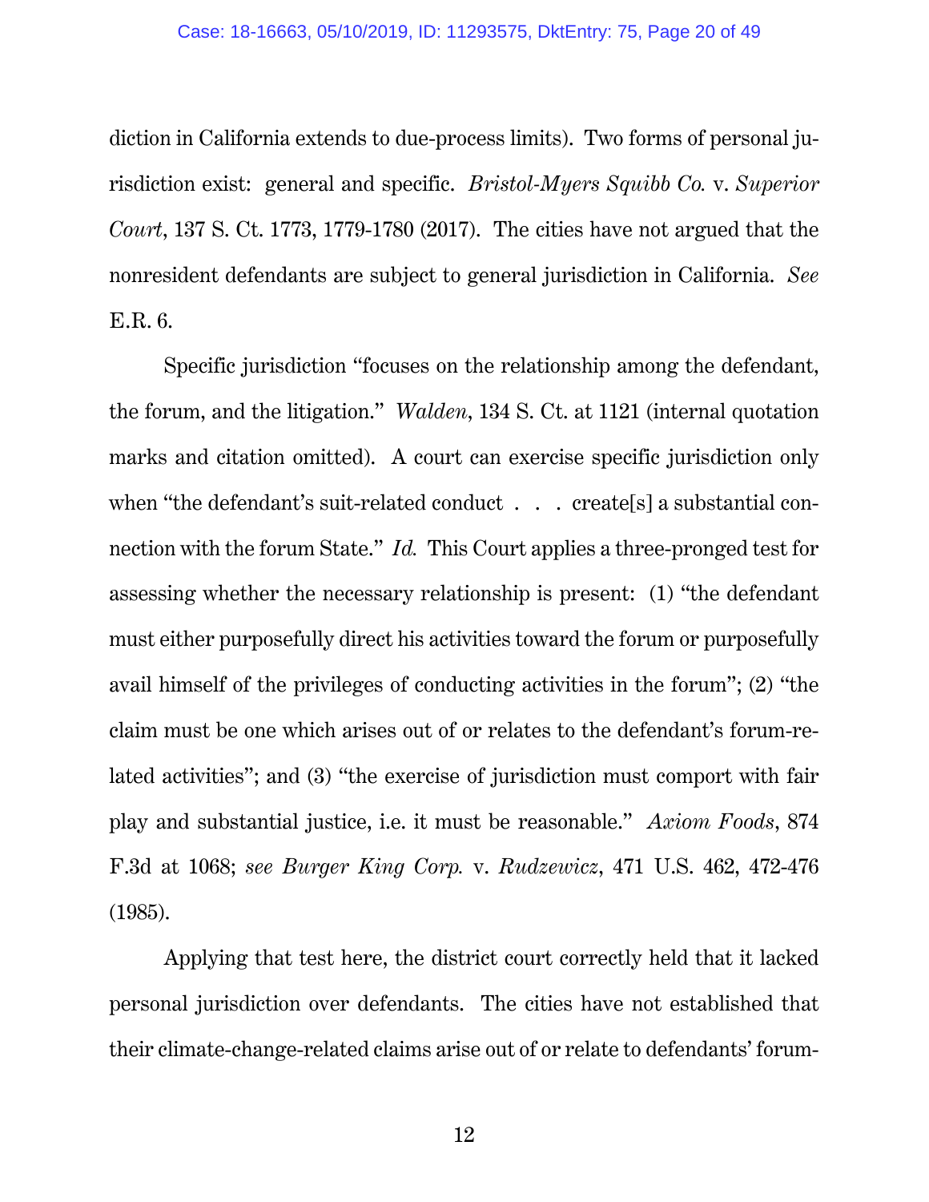diction in California extends to due-process limits). Two forms of personal jurisdiction exist: general and specific. *Bristol-Myers Squibb Co.* v. *Superior Court*, 137 S. Ct. 1773, 1779-1780 (2017). The cities have not argued that the nonresident defendants are subject to general jurisdiction in California. *See* E.R. 6.

Specific jurisdiction "focuses on the relationship among the defendant, the forum, and the litigation." *Walden*, 134 S. Ct. at 1121 (internal quotation marks and citation omitted). A court can exercise specific jurisdiction only when "the defendant's suit-related conduct . . . create[s] a substantial connection with the forum State." *Id.* This Court applies a three-pronged test for assessing whether the necessary relationship is present: (1) "the defendant must either purposefully direct his activities toward the forum or purposefully avail himself of the privileges of conducting activities in the forum"; (2) "the claim must be one which arises out of or relates to the defendant's forum-related activities"; and (3) "the exercise of jurisdiction must comport with fair play and substantial justice, i.e. it must be reasonable." *Axiom Foods*, 874 F.3d at 1068; *see Burger King Corp.* v. *Rudzewicz*, 471 U.S. 462, 472-476 (1985).

Applying that test here, the district court correctly held that it lacked personal jurisdiction over defendants. The cities have not established that their climate-change-related claims arise out of or relate to defendants' forum-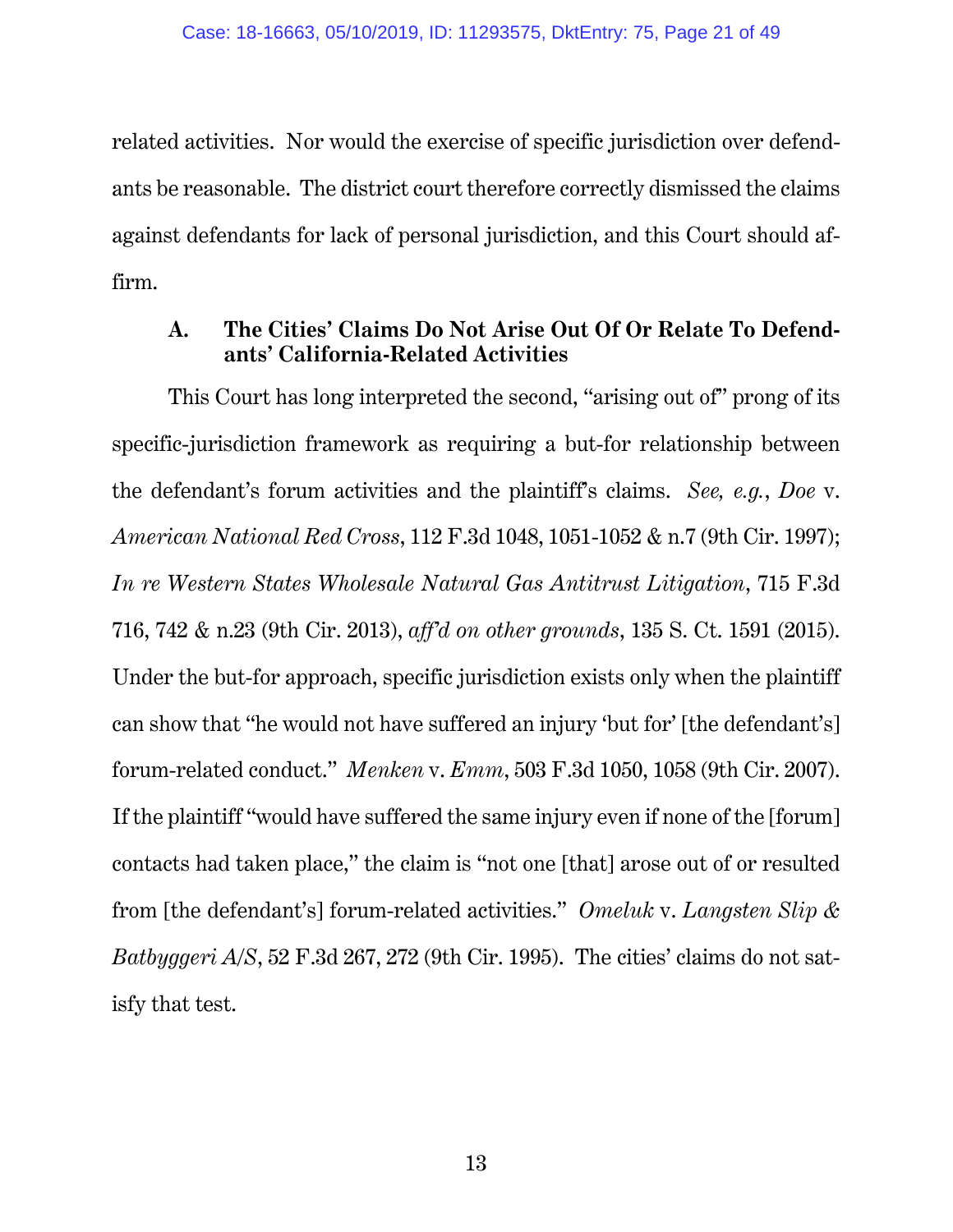related activities. Nor would the exercise of specific jurisdiction over defendants be reasonable. The district court therefore correctly dismissed the claims against defendants for lack of personal jurisdiction, and this Court should affirm.

### A. The Cities' Claims Do Not Arise Out Of Or Relate To Defendants' California-Related Activities

This Court has long interpreted the second, "arising out of" prong of its specific-jurisdiction framework as requiring a but-for relationship between the defendant's forum activities and the plaintiff's claims. *See, e.g.*, *Doe* v. *American National Red Cross*, 112 F.3d 1048, 1051-1052 & n.7 (9th Cir. 1997); *In re Western States Wholesale Natural Gas Antitrust Litigation*, 715 F.3d 716, 742 & n.23 (9th Cir. 2013), *aff'd on other grounds*, 135 S. Ct. 1591 (2015). Under the but-for approach, specific jurisdiction exists only when the plaintiff can show that "he would not have suffered an injury 'but for' [the defendant's] forum-related conduct." *Menken* v. *Emm*, 503 F.3d 1050, 1058 (9th Cir. 2007). If the plaintiff "would have suffered the same injury even if none of the [forum] contacts had taken place," the claim is "not one [that] arose out of or resulted from [the defendant's] forum-related activities." *Omeluk* v. *Langsten Slip & Batbyggeri A/S*, 52 F.3d 267, 272 (9th Cir. 1995). The cities' claims do not satisfy that test.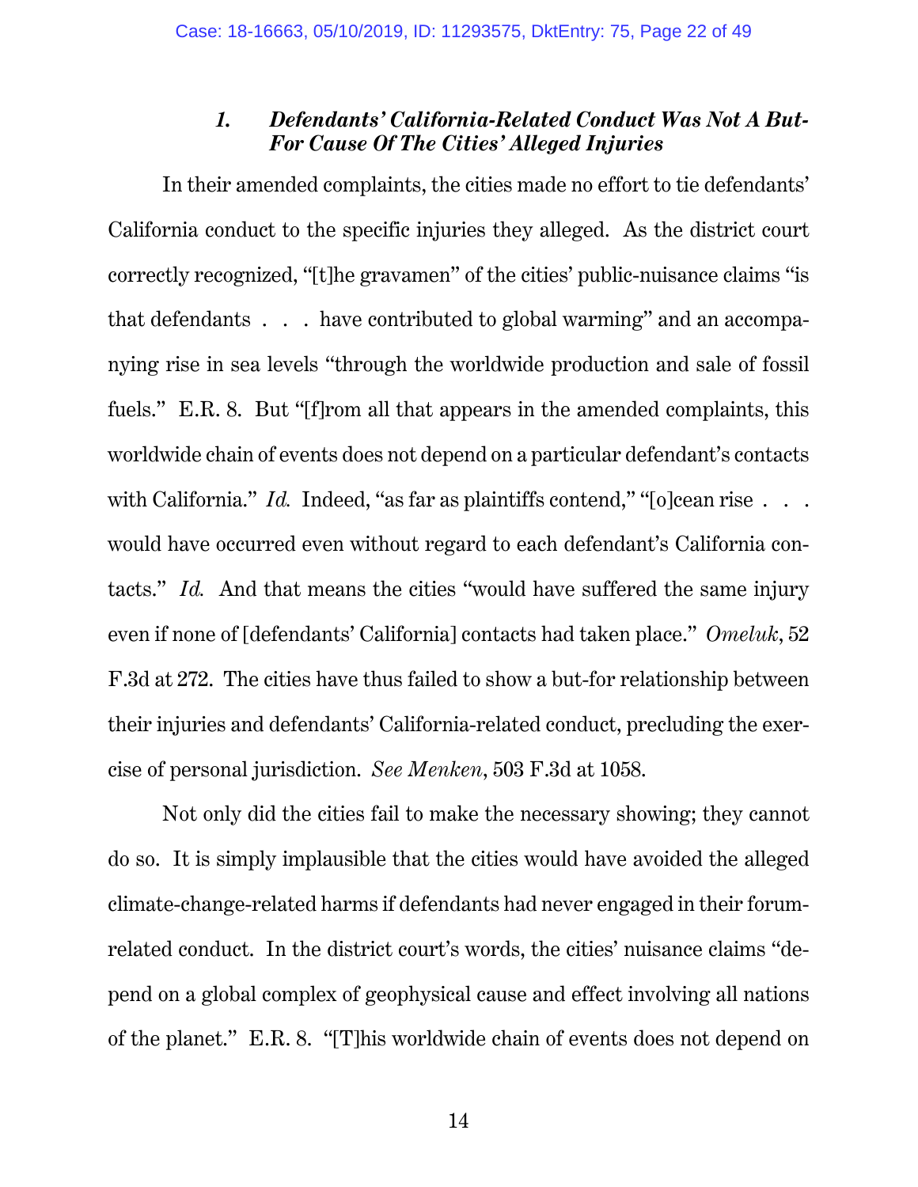### 1. *Defendants' California-Related Conduct Was Not A But-For Cause Of The Cities' Alleged Injuries*

In their amended complaints, the cities made no effort to tie defendants' California conduct to the specific injuries they alleged. As the district court correctly recognized, "[t]he gravamen" of the cities' public-nuisance claims "is that defendants . . . have contributed to global warming" and an accompanying rise in sea levels "through the worldwide production and sale of fossil fuels." E.R. 8. But "[f]rom all that appears in the amended complaints, this worldwide chain of events does not depend on a particular defendant's contacts with California." *Id.* Indeed, "as far as plaintiffs contend," "[o]cean rise . . . would have occurred even without regard to each defendant's California contacts." *Id.* And that means the cities "would have suffered the same injury even if none of [defendants' California] contacts had taken place." *Omeluk*, 52 F.3d at 272. The cities have thus failed to show a but-for relationship between their injuries and defendants' California-related conduct, precluding the exercise of personal jurisdiction. *See Menken*, 503 F.3d at 1058.

Not only did the cities fail to make the necessary showing; they cannot do so. It is simply implausible that the cities would have avoided the alleged climate-change-related harms if defendants had never engaged in their forum-related conduct. In the district court's words, the cities' nuisance claims "depend on a global complex of geophysical cause and effect involving all nations of the planet." E.R. 8. "[T]his worldwide chain of events does not depend on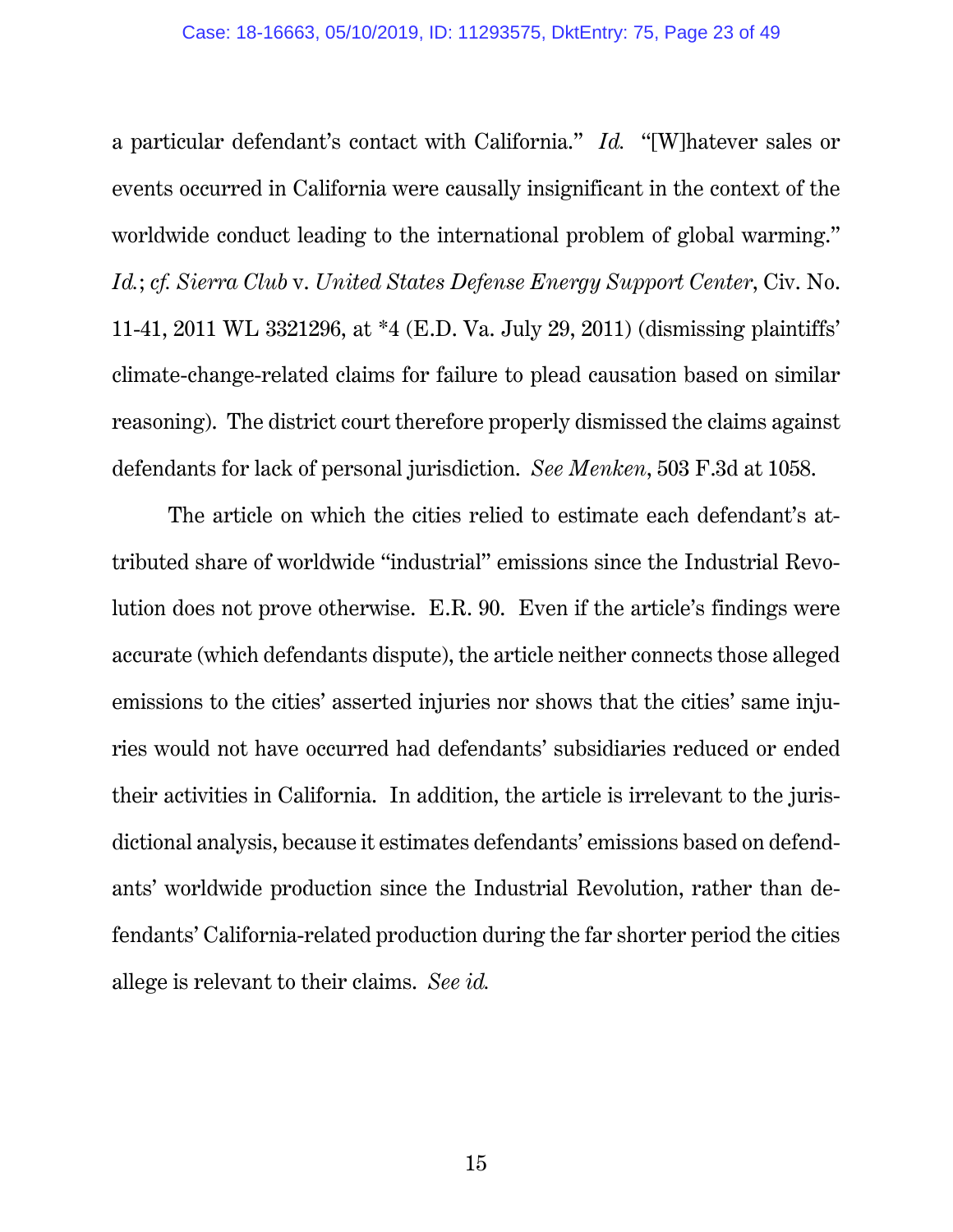a particular defendant's contact with California." *Id.* "[W]hatever sales or events occurred in California were causally insignificant in the context of the worldwide conduct leading to the international problem of global warming." *Id.*; *cf. Sierra Club* v. *United States Defense Energy Support Center*, Civ. No. 11-41, 2011 WL 3321296, at *4 (E.D. Va. July 29, 2011) (dismissing plaintiffs' climate-change-related claims for failure to plead causation based on similar reasoning). The district court therefore properly dismissed the claims against defendants for lack of personal jurisdiction. *See Menken*, 503 F.3d at 1058.

The article on which the cities relied to estimate each defendant's attributed share of worldwide "industrial" emissions since the Industrial Revolution does not prove otherwise. E.R. 90. Even if the article's findings were accurate (which defendants dispute), the article neither connects those alleged emissions to the cities' asserted injuries nor shows that the cities' same injuries would not have occurred had defendants' subsidiaries reduced or ended their activities in California. In addition, the article is irrelevant to the jurisdictional analysis, because it estimates defendants' emissions based on defendants' worldwide production since the Industrial Revolution, rather than defendants' California-related production during the far shorter period the cities allege is relevant to their claims. *See id.*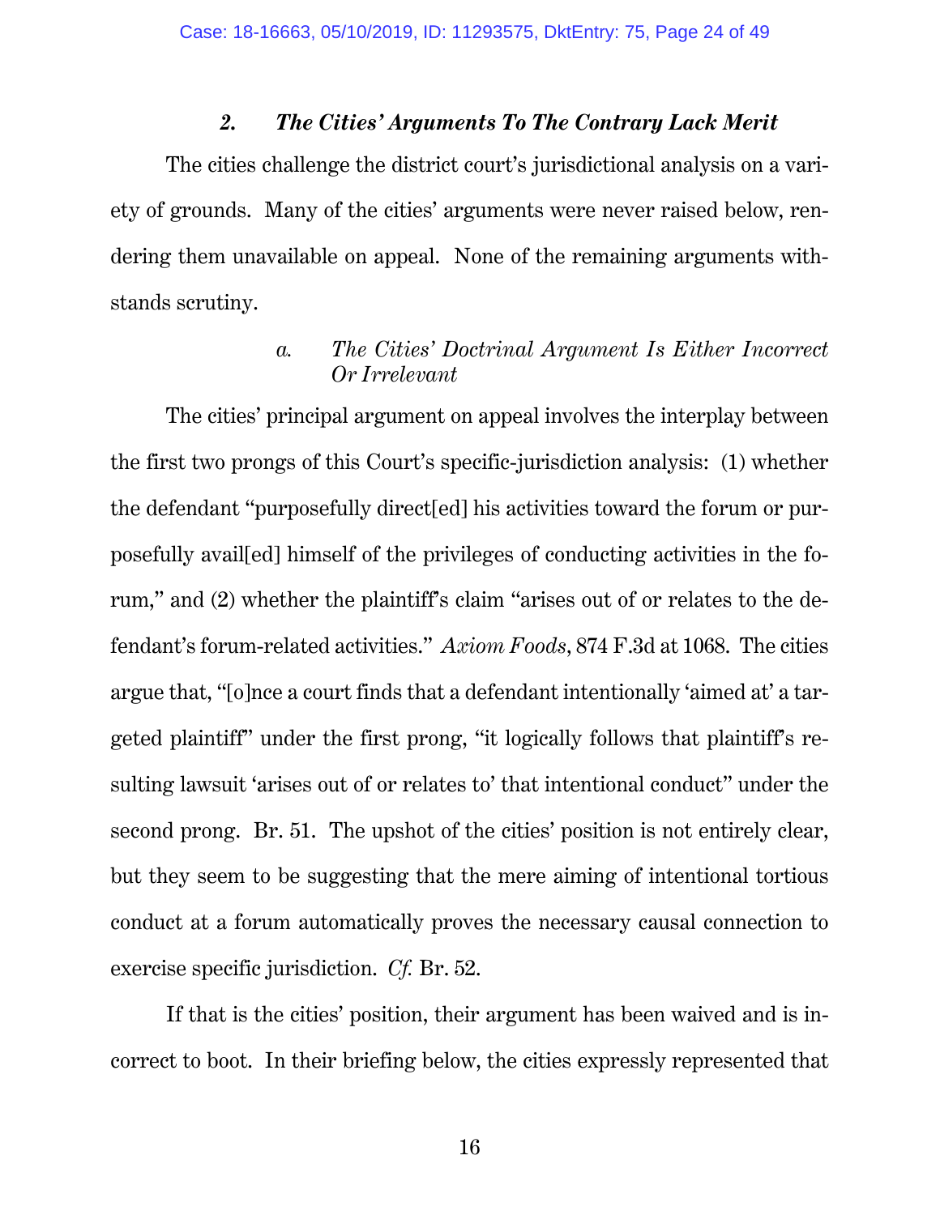### *2. The Cities' Arguments To The Contrary Lack Merit*

The cities challenge the district court's jurisdictional analysis on a variety of grounds. Many of the cities' arguments were never raised below, rendering them unavailable on appeal. None of the remaining arguments withstands scrutiny.

#### *a. The Cities' Doctrinal Argument Is Either Incorrect Or Irrelevant*

The cities' principal argument on appeal involves the interplay between the first two prongs of this Court's specific-jurisdiction analysis: (1) whether the defendant "purposefully direct[ed] his activities toward the forum or purposefully avail[ed] himself of the privileges of conducting activities in the forum," and (2) whether the plaintiff's claim "arises out of or relates to the defendant's forum-related activities." *Axiom Foods*, 874 F.3d at 1068. The cities argue that, "[o]nce a court finds that a defendant intentionally 'aimed at' a targeted plaintiff" under the first prong, "it logically follows that plaintiff's resulting lawsuit 'arises out of or relates to' that intentional conduct" under the second prong. Br. 51. The upshot of the cities' position is not entirely clear, but they seem to be suggesting that the mere aiming of intentional tortious conduct at a forum automatically proves the necessary causal connection to exercise specific jurisdiction. *Cf.* Br. 52.

If that is the cities' position, their argument has been waived and is incorrect to boot. In their briefing below, the cities expressly represented that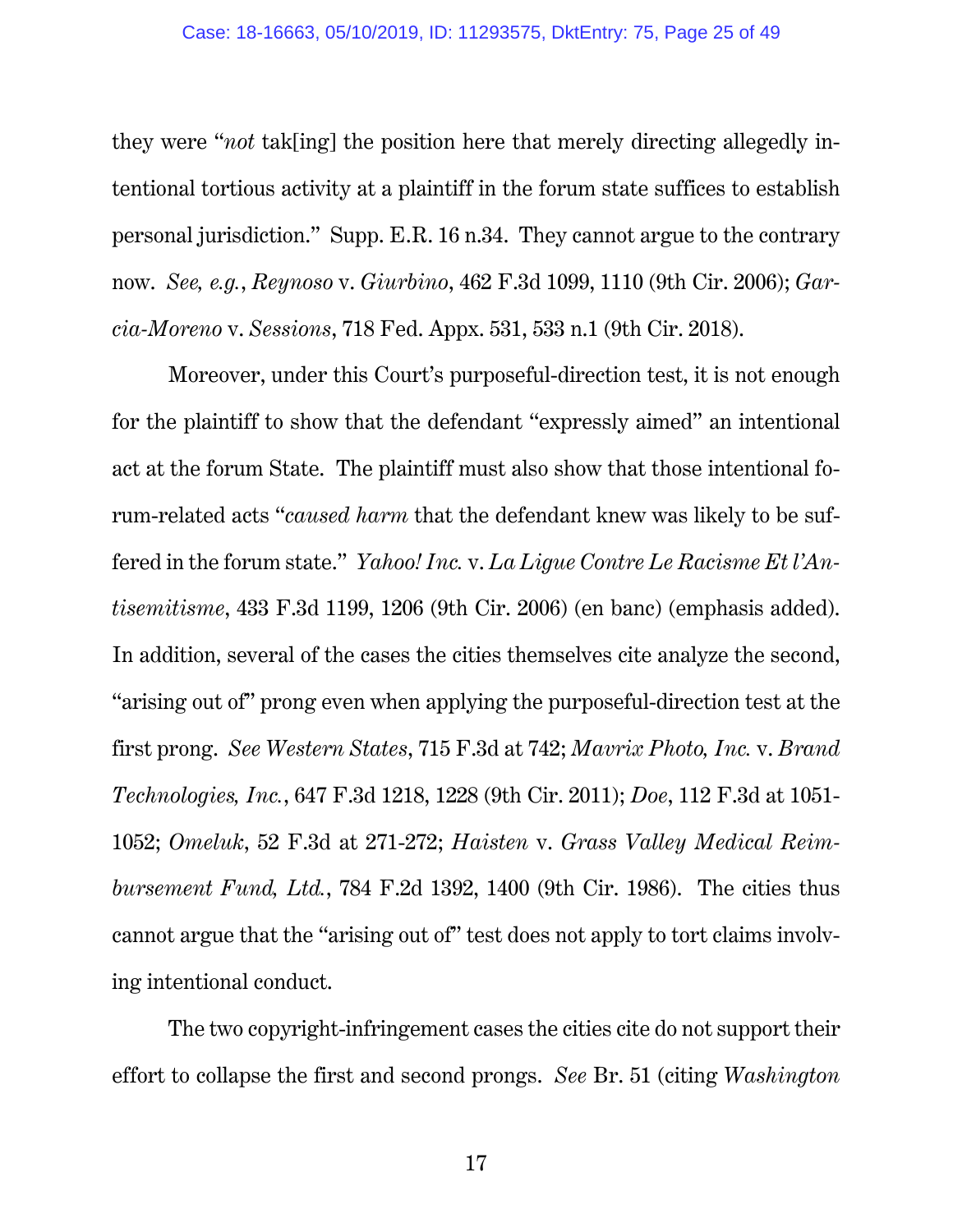they were "*not* tak[ing] the position here that merely directing allegedly intentional tortious activity at a plaintiff in the forum state suffices to establish personal jurisdiction." Supp. E.R. 16 n.34. They cannot argue to the contrary now. *See, e.g.*, *Reynoso* v. *Giurbino*, 462 F.3d 1099, 1110 (9th Cir. 2006); *Garcia-Moreno* v. *Sessions*, 718 Fed. Appx. 531, 533 n.1 (9th Cir. 2018).

Moreover, under this Court's purposeful-direction test, it is not enough for the plaintiff to show that the defendant "expressly aimed" an intentional act at the forum State. The plaintiff must also show that those intentional forum-related acts "*caused harm* that the defendant knew was likely to be suffered in the forum state." *Yahoo! Inc.* v. *La Ligue Contre Le Racisme Et l'Antisemitisme*, 433 F.3d 1199, 1206 (9th Cir. 2006) (en banc) (emphasis added). In addition, several of the cases the cities themselves cite analyze the second, "arising out of" prong even when applying the purposeful-direction test at the first prong. *See Western States*, 715 F.3d at 742; *Mavrix Photo, Inc.* v. *Brand Technologies, Inc.*, 647 F.3d 1218, 1228 (9th Cir. 2011); *Doe*, 112 F.3d at 1051-1052; *Omeluk*, 52 F.3d at 271-272; *Haisten* v. *Grass Valley Medical Reimbursement Fund, Ltd.*, 784 F.2d 1392, 1400 (9th Cir. 1986). The cities thus cannot argue that the "arising out of" test does not apply to tort claims involving intentional conduct.

The two copyright-infringement cases the cities cite do not support their effort to collapse the first and second prongs. *See* Br. 51 (citing *Washington*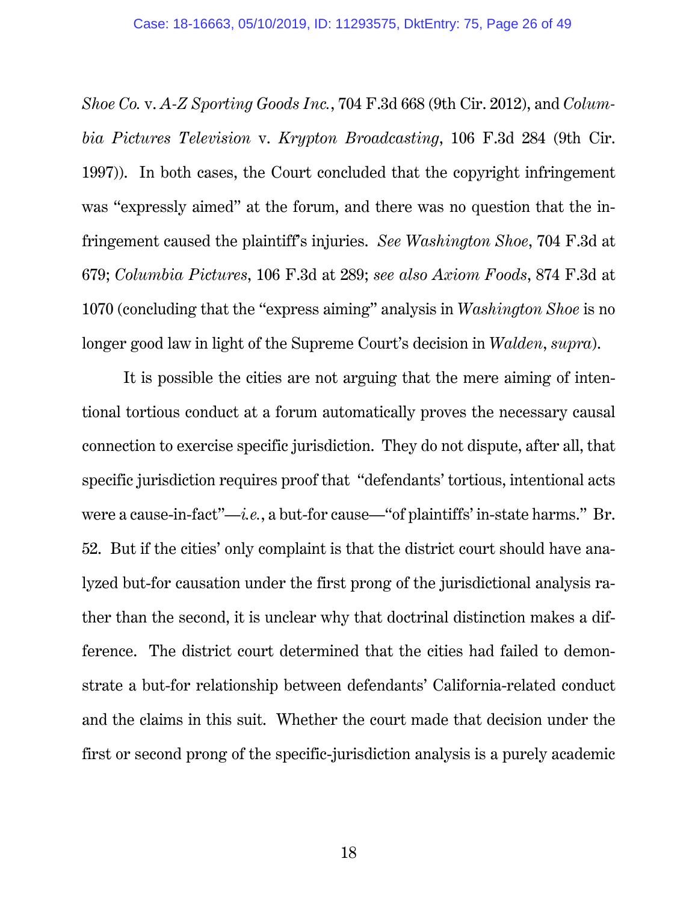*Shoe Co.* v. *A-Z Sporting Goods Inc.*, 704 F.3d 668 (9th Cir. 2012), and *Columbia Pictures Television* v. *Krypton Broadcasting*, 106 F.3d 284 (9th Cir. 1997)). In both cases, the Court concluded that the copyright infringement was "expressly aimed" at the forum, and there was no question that the infringement caused the plaintiff's injuries. *See Washington Shoe*, 704 F.3d at 679; *Columbia Pictures*, 106 F.3d at 289; *see also Axiom Foods*, 874 F.3d at 1070 (concluding that the "express aiming" analysis in *Washington Shoe* is no longer good law in light of the Supreme Court's decision in *Walden*, *supra*).

It is possible the cities are not arguing that the mere aiming of intentional tortious conduct at a forum automatically proves the necessary causal connection to exercise specific jurisdiction. They do not dispute, after all, that specific jurisdiction requires proof that "defendants' tortious, intentional acts were a cause-in-fact"—*i.e.*, a but-for cause—"of plaintiffs' in-state harms." Br. 52. But if the cities' only complaint is that the district court should have analyzed but-for causation under the first prong of the jurisdictional analysis rather than the second, it is unclear why that doctrinal distinction makes a difference. The district court determined that the cities had failed to demonstrate a but-for relationship between defendants' California-related conduct and the claims in this suit. Whether the court made that decision under the first or second prong of the specific-jurisdiction analysis is a purely academic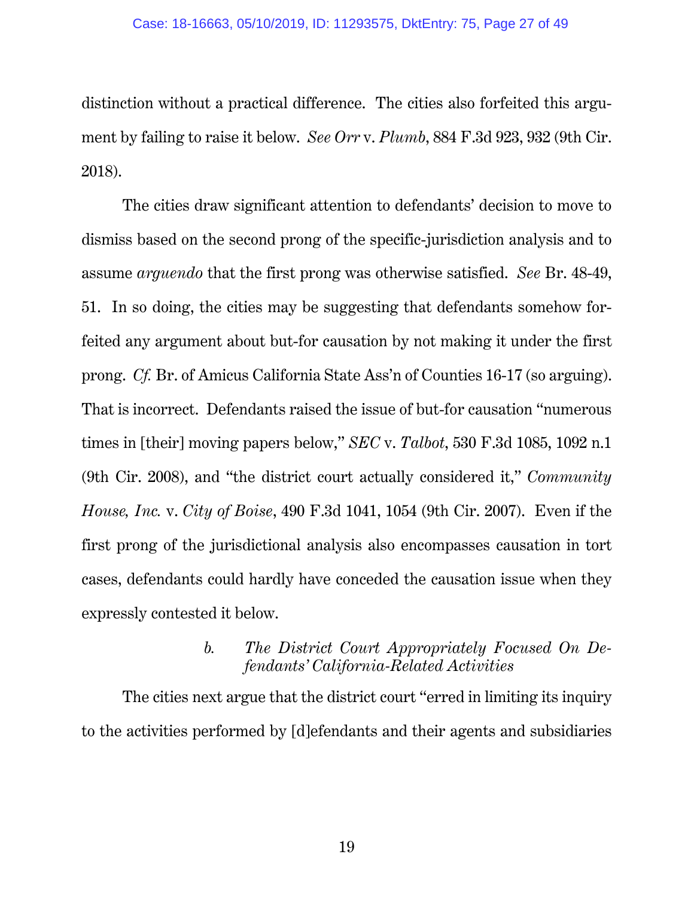distinction without a practical difference. The cities also forfeited this argument by failing to raise it below. *See Orr* v. *Plumb*, 884 F.3d 923, 932 (9th Cir. 2018).

The cities draw significant attention to defendants' decision to move to dismiss based on the second prong of the specific-jurisdiction analysis and to assume *arguendo* that the first prong was otherwise satisfied. *See* Br. 48-49, 51. In so doing, the cities may be suggesting that defendants somehow forfeited any argument about but-for causation by not making it under the first prong. *Cf.* Br. of Amicus California State Ass'n of Counties 16-17 (so arguing). That is incorrect. Defendants raised the issue of but-for causation "numerous times in [their] moving papers below," *SEC* v. *Talbot*, 530 F.3d 1085, 1092 n.1 (9th Cir. 2008), and "the district court actually considered it," *Community House, Inc.* v. *City of Boise*, 490 F.3d 1041, 1054 (9th Cir. 2007). Even if the first prong of the jurisdictional analysis also encompasses causation in tort cases, defendants could hardly have conceded the causation issue when they expressly contested it below.

#### *b. The District Court Appropriately Focused On Defendants' California-Related Activities*

The cities next argue that the district court "erred in limiting its inquiry to the activities performed by [d]efendants and their agents and subsidiaries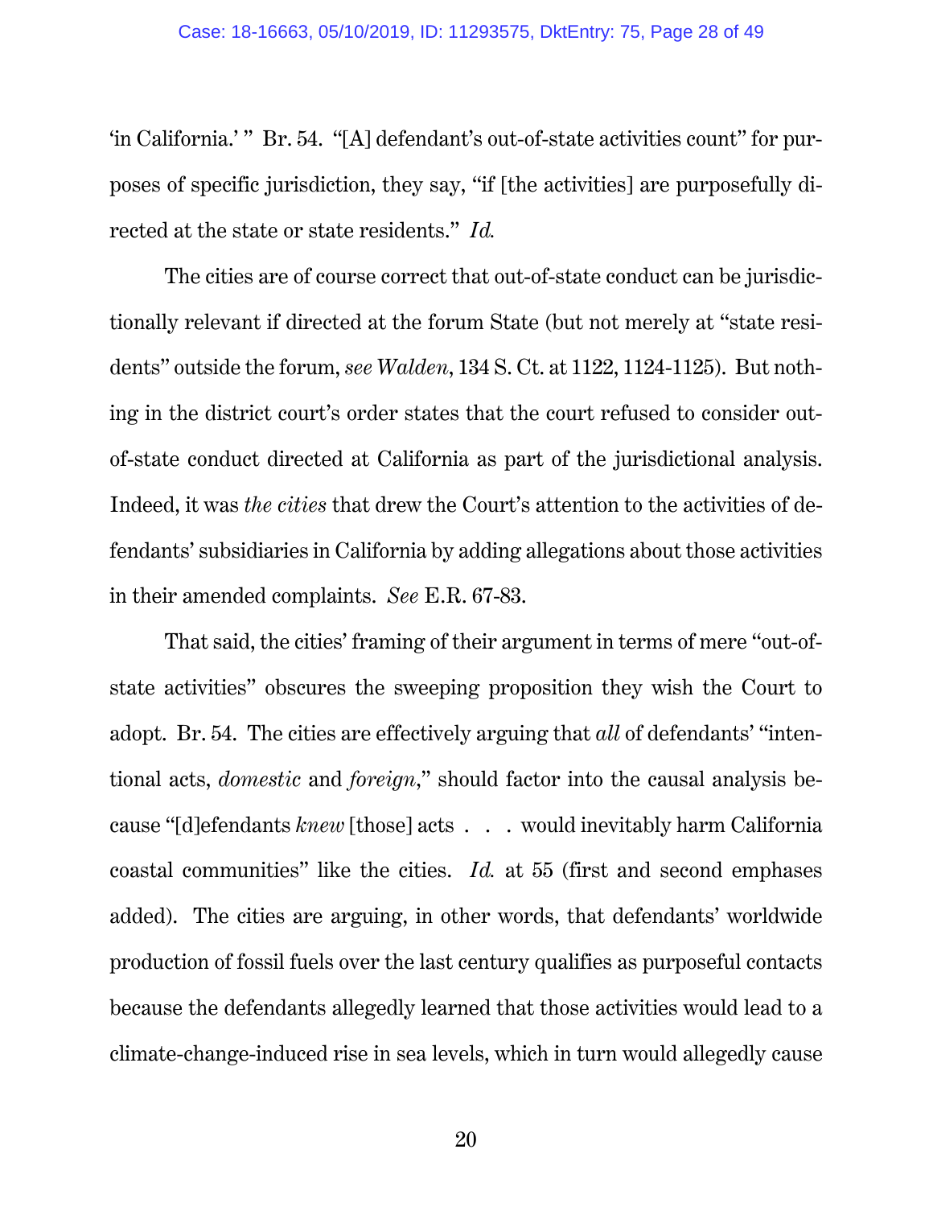'in California.' " Br. 54. "[A] defendant's out-of-state activities count" for purposes of specific jurisdiction, they say, "if [the activities] are purposefully directed at the state or state residents." *Id.*

The cities are of course correct that out-of-state conduct can be jurisdictionally relevant if directed at the forum State (but not merely at "state residents" outside the forum, *see Walden*, 134 S. Ct. at 1122, 1124-1125). But nothing in the district court's order states that the court refused to consider out-of-state conduct directed at California as part of the jurisdictional analysis. Indeed, it was *the cities* that drew the Court's attention to the activities of defendants' subsidiaries in California by adding allegations about those activities in their amended complaints. *See* E.R. 67-83.

That said, the cities' framing of their argument in terms of mere "out-of-state activities" obscures the sweeping proposition they wish the Court to adopt. Br. 54. The cities are effectively arguing that *all* of defendants' "intentional acts, *domestic* and *foreign*," should factor into the causal analysis because "[d]efendants *knew* [those] acts . . . would inevitably harm California coastal communities" like the cities. *Id.* at 55 (first and second emphases added). The cities are arguing, in other words, that defendants' worldwide production of fossil fuels over the last century qualifies as purposeful contacts because the defendants allegedly learned that those activities would lead to a climate-change-induced rise in sea levels, which in turn would allegedly cause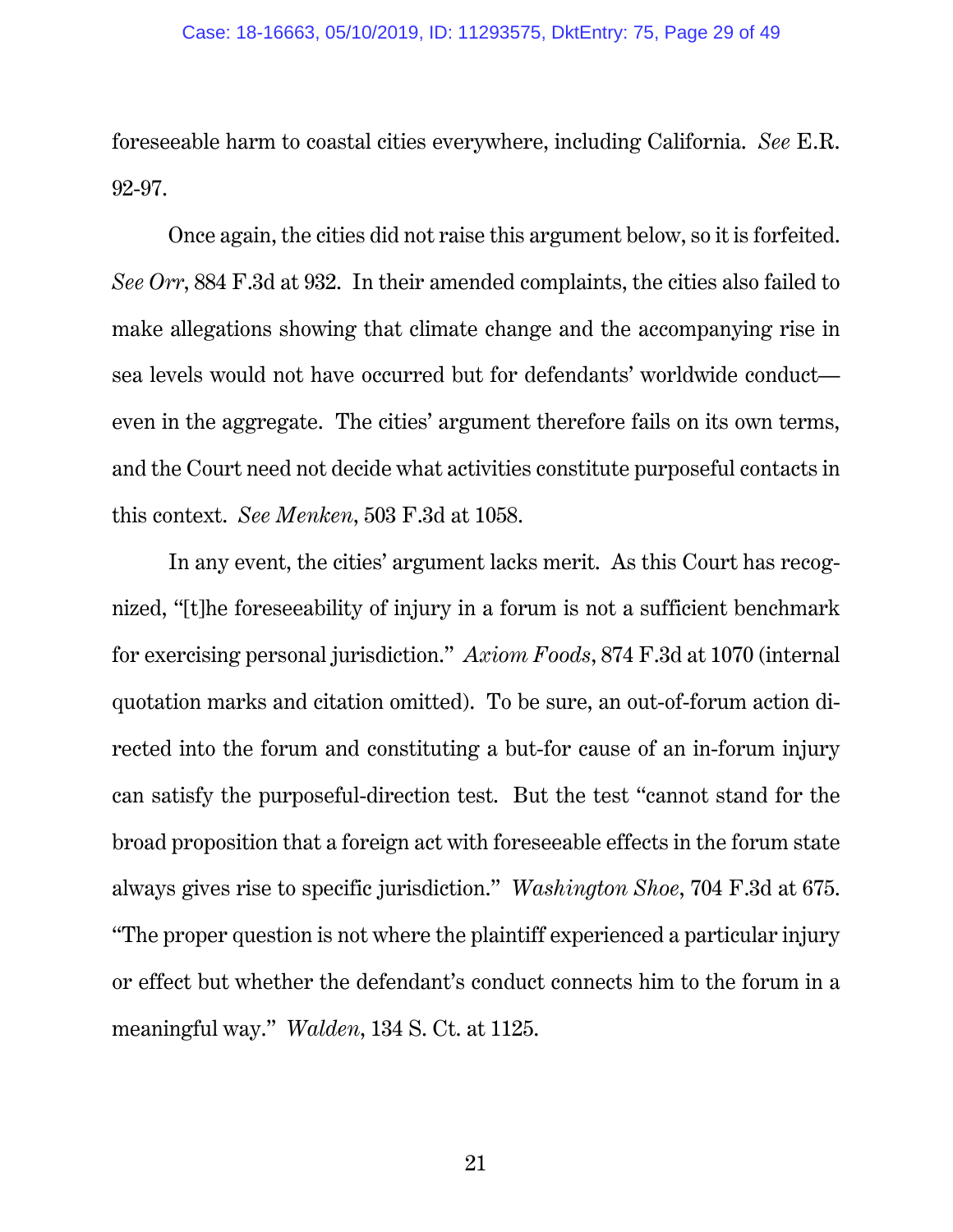foreseeable harm to coastal cities everywhere, including California. *See* E.R. 92-97.

Once again, the cities did not raise this argument below, so it is forfeited. *See Orr*, 884 F.3d at 932. In their amended complaints, the cities also failed to make allegations showing that climate change and the accompanying rise in sea levels would not have occurred but for defendants' worldwide conduct—even in the aggregate. The cities' argument therefore fails on its own terms, and the Court need not decide what activities constitute purposeful contacts in this context. *See Menken*, 503 F.3d at 1058.

In any event, the cities' argument lacks merit. As this Court has recognized, "[t]he foreseeability of injury in a forum is not a sufficient benchmark for exercising personal jurisdiction." *Axiom Foods*, 874 F.3d at 1070 (internal quotation marks and citation omitted). To be sure, an out-of-forum action directed into the forum and constituting a but-for cause of an in-forum injury can satisfy the purposeful-direction test. But the test "cannot stand for the broad proposition that a foreign act with foreseeable effects in the forum state always gives rise to specific jurisdiction." *Washington Shoe*, 704 F.3d at 675. "The proper question is not where the plaintiff experienced a particular injury or effect but whether the defendant's conduct connects him to the forum in a meaningful way." *Walden*, 134 S. Ct. at 1125.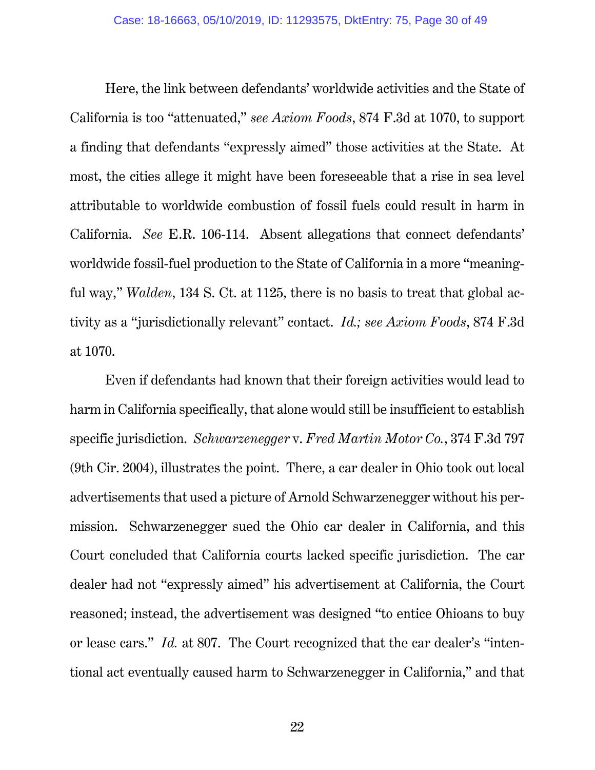Here, the link between defendants' worldwide activities and the State of California is too "attenuated," *see Axiom Foods*, 874 F.3d at 1070, to support a finding that defendants "expressly aimed" those activities at the State. At most, the cities allege it might have been foreseeable that a rise in sea level attributable to worldwide combustion of fossil fuels could result in harm in California. *See* E.R. 106-114. Absent allegations that connect defendants' worldwide fossil-fuel production to the State of California in a more "meaningful way," *Walden*, 134 S. Ct. at 1125, there is no basis to treat that global activity as a "jurisdictionally relevant" contact. *Id.; see Axiom Foods*, 874 F.3d at 1070.

Even if defendants had known that their foreign activities would lead to harm in California specifically, that alone would still be insufficient to establish specific jurisdiction. *Schwarzenegger* v. *Fred Martin Motor Co.*, 374 F.3d 797 (9th Cir. 2004), illustrates the point. There, a car dealer in Ohio took out local advertisements that used a picture of Arnold Schwarzenegger without his permission. Schwarzenegger sued the Ohio car dealer in California, and this Court concluded that California courts lacked specific jurisdiction. The car dealer had not "expressly aimed" his advertisement at California, the Court reasoned; instead, the advertisement was designed "to entice Ohioans to buy or lease cars." *Id.* at 807. The Court recognized that the car dealer's "intentional act eventually caused harm to Schwarzenegger in California," and that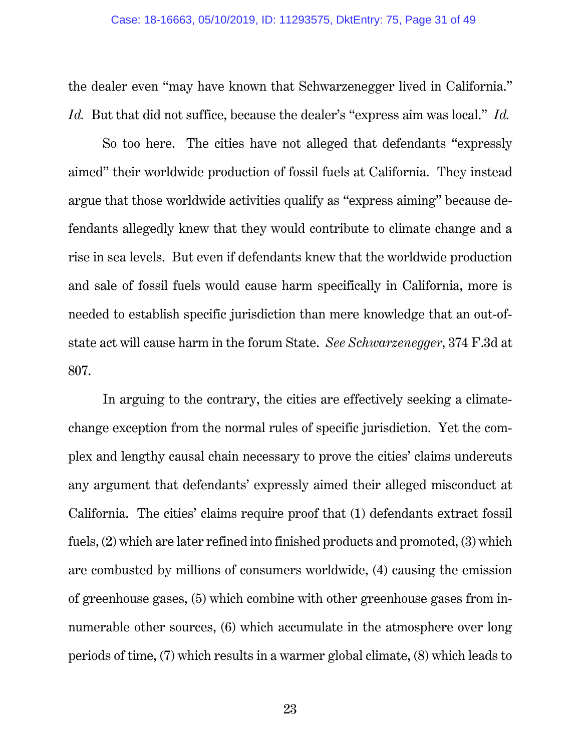the dealer even "may have known that Schwarzenegger lived in California." *Id.* But that did not suffice, because the dealer's "express aim was local." *Id.*

So too here. The cities have not alleged that defendants "expressly aimed" their worldwide production of fossil fuels at California. They instead argue that those worldwide activities qualify as "express aiming" because defendants allegedly knew that they would contribute to climate change and a rise in sea levels. But even if defendants knew that the worldwide production and sale of fossil fuels would cause harm specifically in California, more is needed to establish specific jurisdiction than mere knowledge that an out-of-state act will cause harm in the forum State. *See Schwarzenegger*, 374 F.3d at 807.

In arguing to the contrary, the cities are effectively seeking a climate-change exception from the normal rules of specific jurisdiction. Yet the complex and lengthy causal chain necessary to prove the cities' claims undercuts any argument that defendants' expressly aimed their alleged misconduct at California. The cities' claims require proof that (1) defendants extract fossil fuels, (2) which are later refined into finished products and promoted, (3) which are combusted by millions of consumers worldwide, (4) causing the emission of greenhouse gases, (5) which combine with other greenhouse gases from innumerable other sources, (6) which accumulate in the atmosphere over long periods of time, (7) which results in a warmer global climate, (8) which leads to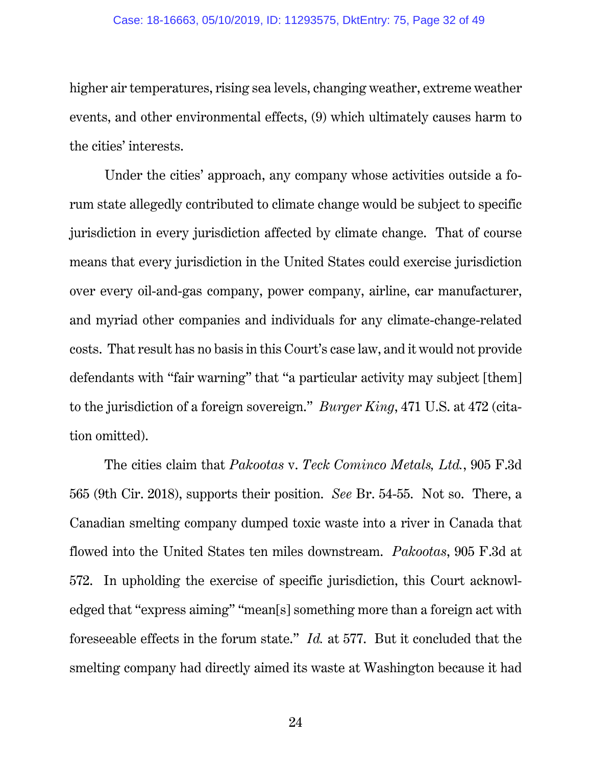higher air temperatures, rising sea levels, changing weather, extreme weather events, and other environmental effects, (9) which ultimately causes harm to the cities' interests.

Under the cities' approach, any company whose activities outside a forum state allegedly contributed to climate change would be subject to specific jurisdiction in every jurisdiction affected by climate change. That of course means that every jurisdiction in the United States could exercise jurisdiction over every oil-and-gas company, power company, airline, car manufacturer, and myriad other companies and individuals for any climate-change-related costs. That result has no basis in this Court's case law, and it would not provide defendants with "fair warning" that "a particular activity may subject [them] to the jurisdiction of a foreign sovereign." *Burger King*, 471 U.S. at 472 (citation omitted).

The cities claim that *Pakootas* v. *Teck Cominco Metals, Ltd.*, 905 F.3d 565 (9th Cir. 2018), supports their position. *See* Br. 54-55. Not so. There, a Canadian smelting company dumped toxic waste into a river in Canada that flowed into the United States ten miles downstream. *Pakootas*, 905 F.3d at 572. In upholding the exercise of specific jurisdiction, this Court acknowledged that "express aiming" "mean[s] something more than a foreign act with foreseeable effects in the forum state." *Id.* at 577. But it concluded that the smelting company had directly aimed its waste at Washington because it had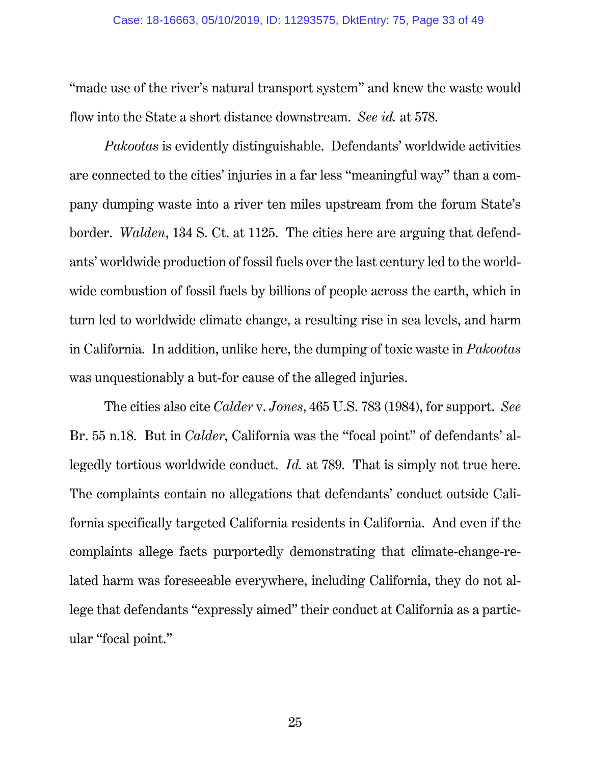"made use of the river's natural transport system" and knew the waste would flow into the State a short distance downstream. *See id.* at 578.

*Pakootas* is evidently distinguishable. Defendants' worldwide activities are connected to the cities' injuries in a far less "meaningful way" than a company dumping waste into a river ten miles upstream from the forum State's border. *Walden*, 134 S. Ct. at 1125. The cities here are arguing that defendants' worldwide production of fossil fuels over the last century led to the worldwide combustion of fossil fuels by billions of people across the earth, which in turn led to worldwide climate change, a resulting rise in sea levels, and harm in California. In addition, unlike here, the dumping of toxic waste in *Pakootas* was unquestionably a but-for cause of the alleged injuries.

The cities also cite *Calder* v. *Jones*, 465 U.S. 783 (1984), for support. *See* Br. 55 n.18. But in *Calder*, California was the "focal point" of defendants' allegedly tortious worldwide conduct. *Id.* at 789. That is simply not true here. The complaints contain no allegations that defendants' conduct outside California specifically targeted California residents in California. And even if the complaints allege facts purportedly demonstrating that climate-change-related harm was foreseeable everywhere, including California, they do not allege that defendants "expressly aimed" their conduct at California as a particular "focal point."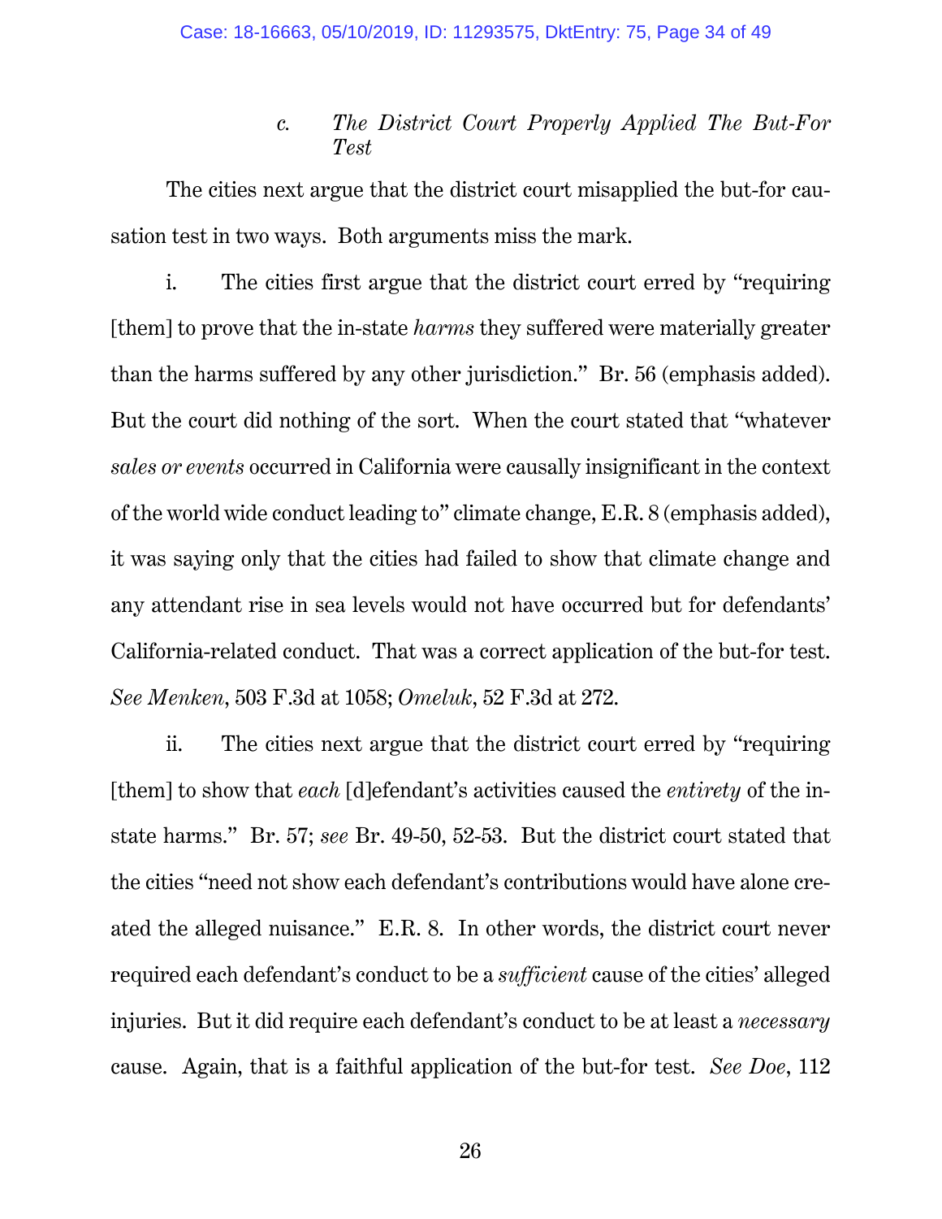### c. *The District Court Properly Applied The But-For Test*

The cities next argue that the district court misapplied the but-for causation test in two ways. Both arguments miss the mark.

i. The cities first argue that the district court erred by "requiring [them] to prove that the in-state *harms* they suffered were materially greater than the harms suffered by any other jurisdiction." Br. 56 (emphasis added). But the court did nothing of the sort. When the court stated that "whatever *sales or events* occurred in California were causally insignificant in the context of the world wide conduct leading to" climate change, E.R. 8 (emphasis added), it was saying only that the cities had failed to show that climate change and any attendant rise in sea levels would not have occurred but for defendants' California-related conduct. That was a correct application of the but-for test. *See Menken*, 503 F.3d at 1058; *Omeluk*, 52 F.3d at 272.

ii. The cities next argue that the district court erred by "requiring [them] to show that *each* [d]efendant's activities caused the *entirety* of the in-state harms." Br. 57; *see* Br. 49-50, 52-53. But the district court stated that the cities "need not show each defendant's contributions would have alone created the alleged nuisance." E.R. 8. In other words, the district court never required each defendant's conduct to be a *sufficient* cause of the cities' alleged injuries. But it did require each defendant's conduct to be at least a *necessary* cause. Again, that is a faithful application of the but-for test. *See Doe*, 112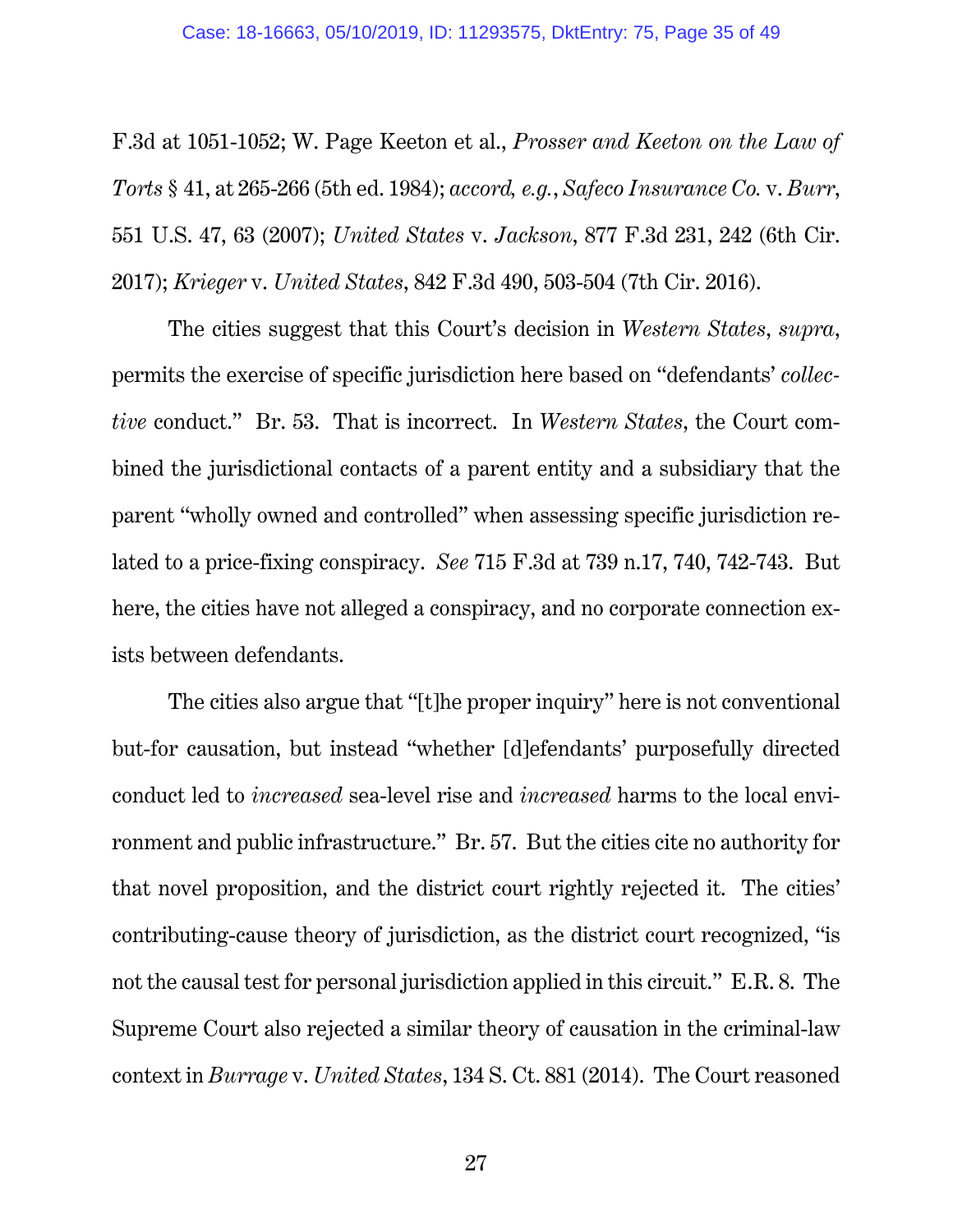F.3d at 1051-1052; W. Page Keeton et al., *Prosser and Keeton on the Law of Torts* § 41, at 265-266 (5th ed. 1984); *accord, e.g.*, *Safeco Insurance Co.* v. *Burr*, 551 U.S. 47, 63 (2007); *United States* v. *Jackson*, 877 F.3d 231, 242 (6th Cir. 2017); *Krieger* v. *United States*, 842 F.3d 490, 503-504 (7th Cir. 2016).

The cities suggest that this Court's decision in *Western States*, *supra*, permits the exercise of specific jurisdiction here based on "defendants' *collective* conduct." Br. 53. That is incorrect. In *Western States*, the Court combined the jurisdictional contacts of a parent entity and a subsidiary that the parent "wholly owned and controlled" when assessing specific jurisdiction related to a price-fixing conspiracy. *See* 715 F.3d at 739 n.17, 740, 742-743. But here, the cities have not alleged a conspiracy, and no corporate connection exists between defendants.

The cities also argue that "[t]he proper inquiry" here is not conventional but-for causation, but instead "whether [d]efendants' purposefully directed conduct led to *increased* sea-level rise and *increased* harms to the local environment and public infrastructure." Br. 57. But the cities cite no authority for that novel proposition, and the district court rightly rejected it. The cities' contributing-cause theory of jurisdiction, as the district court recognized, "is not the causal test for personal jurisdiction applied in this circuit." E.R. 8. The Supreme Court also rejected a similar theory of causation in the criminal-law context in *Burrage* v. *United States*, 134 S. Ct. 881 (2014). The Court reasoned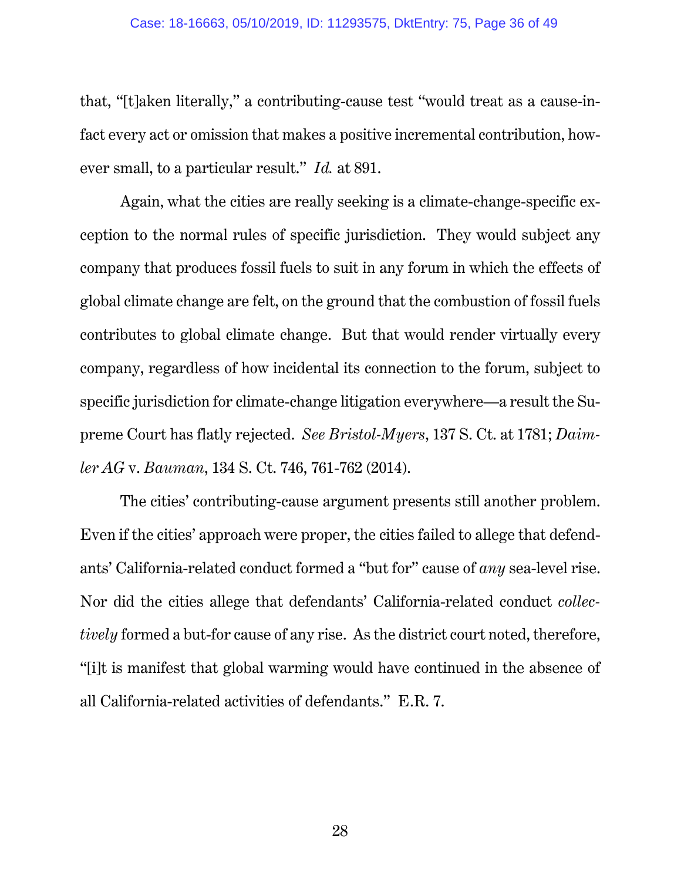that, "[t]aken literally," a contributing-cause test "would treat as a cause-in-fact every act or omission that makes a positive incremental contribution, however small, to a particular result." *Id.* at 891.

Again, what the cities are really seeking is a climate-change-specific exception to the normal rules of specific jurisdiction. They would subject any company that produces fossil fuels to suit in any forum in which the effects of global climate change are felt, on the ground that the combustion of fossil fuels contributes to global climate change. But that would render virtually every company, regardless of how incidental its connection to the forum, subject to specific jurisdiction for climate-change litigation everywhere—a result the Supreme Court has flatly rejected. *See Bristol-Myers*, 137 S. Ct. at 1781; *Daimler AG* v. *Bauman*, 134 S. Ct. 746, 761-762 (2014).

The cities' contributing-cause argument presents still another problem. Even if the cities' approach were proper, the cities failed to allege that defendants' California-related conduct formed a "but for" cause of *any* sea-level rise. Nor did the cities allege that defendants' California-related conduct *collectively* formed a but-for cause of any rise. As the district court noted, therefore, "[i]t is manifest that global warming would have continued in the absence of all California-related activities of defendants." E.R. 7.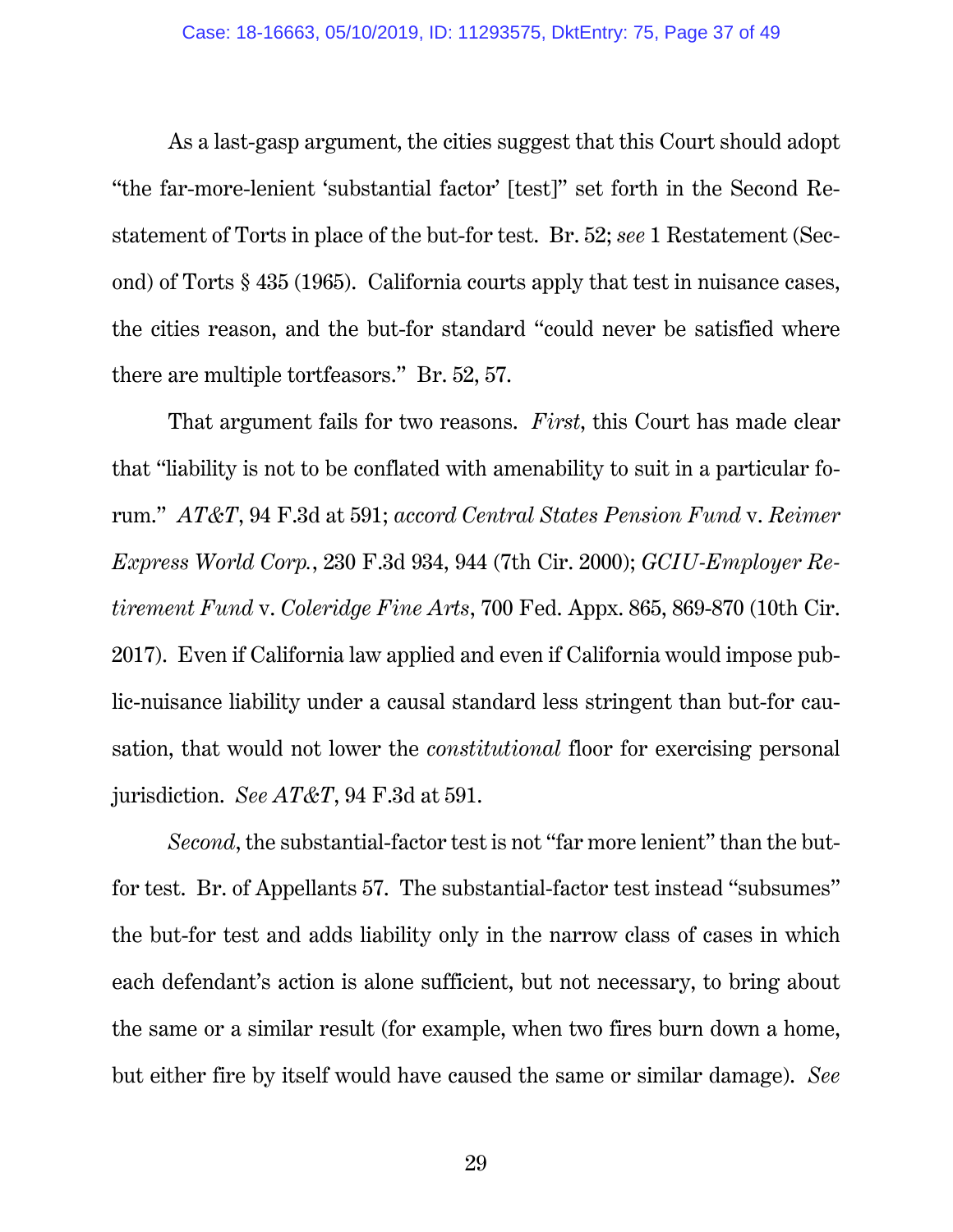As a last-gasp argument, the cities suggest that this Court should adopt "the far-more-lenient 'substantial factor' [test]" set forth in the Second Restatement of Torts in place of the but-for test. Br. 52; *see* 1 Restatement (Second) of Torts § 435 (1965). California courts apply that test in nuisance cases, the cities reason, and the but-for standard "could never be satisfied where there are multiple tortfeasors." Br. 52, 57.

That argument fails for two reasons. *First*, this Court has made clear that "liability is not to be conflated with amenability to suit in a particular forum." *AT&T*, 94 F.3d at 591; *accord Central States Pension Fund* v. *Reimer Express World Corp.*, 230 F.3d 934, 944 (7th Cir. 2000); *GCIU-Employer Retirement Fund* v. *Coleridge Fine Arts*, 700 Fed. Appx. 865, 869-870 (10th Cir. 2017). Even if California law applied and even if California would impose public-nuisance liability under a causal standard less stringent than but-for causation, that would not lower the *constitutional* floor for exercising personal jurisdiction. *See AT&T*, 94 F.3d at 591.

*Second*, the substantial-factor test is not "far more lenient" than the but-for test. Br. of Appellants 57. The substantial-factor test instead "subsumes" the but-for test and adds liability only in the narrow class of cases in which each defendant's action is alone sufficient, but not necessary, to bring about the same or a similar result (for example, when two fires burn down a home, but either fire by itself would have caused the same or similar damage). *See*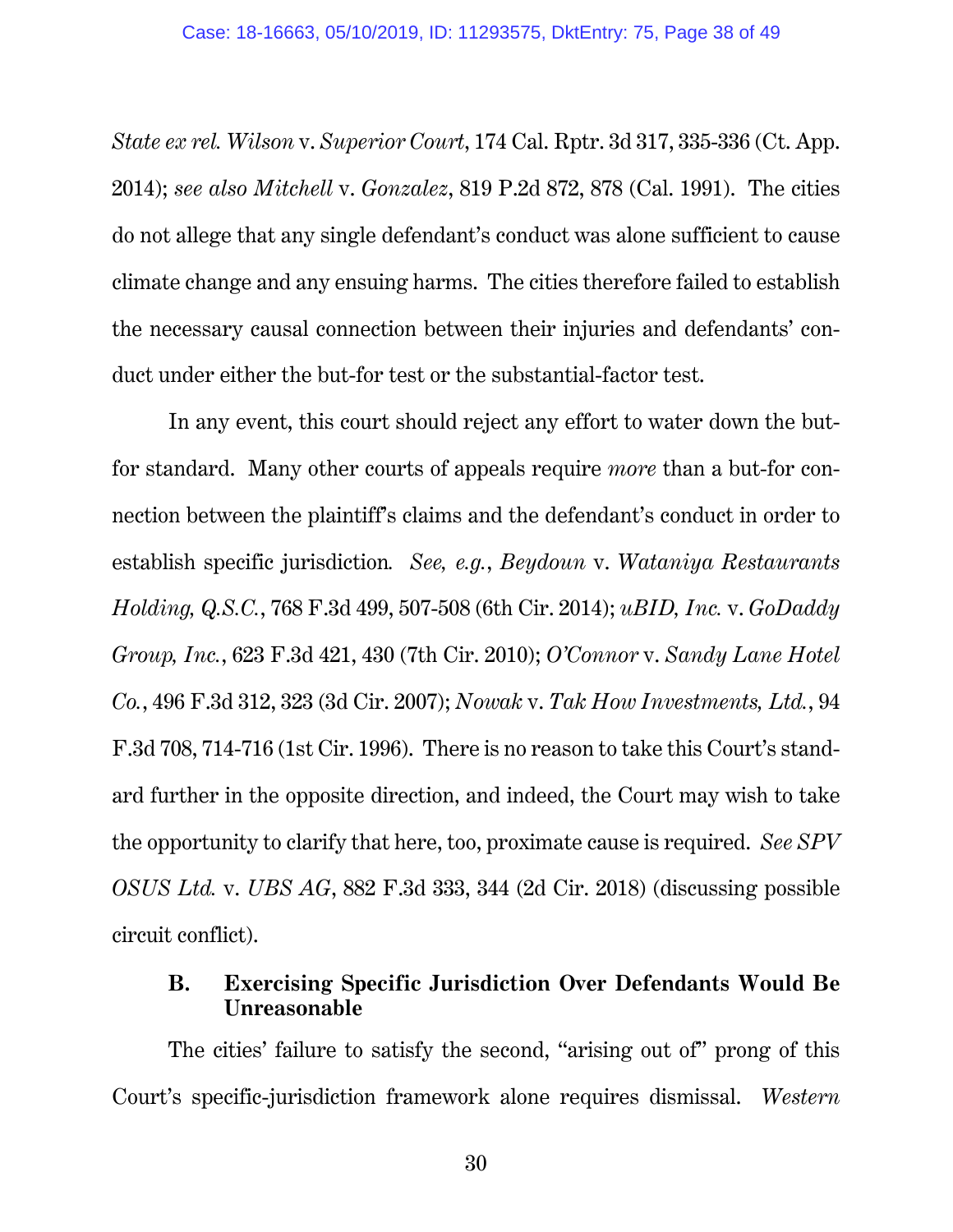*State ex rel. Wilson* v. *Superior Court*, 174 Cal. Rptr. 3d 317, 335-336 (Ct. App. 2014); *see also Mitchell* v. *Gonzalez*, 819 P.2d 872, 878 (Cal. 1991). The cities do not allege that any single defendant's conduct was alone sufficient to cause climate change and any ensuing harms. The cities therefore failed to establish the necessary causal connection between their injuries and defendants' conduct under either the but-for test or the substantial-factor test.

In any event, this court should reject any effort to water down the but-for standard. Many other courts of appeals require *more* than a but-for connection between the plaintiff's claims and the defendant's conduct in order to establish specific jurisdiction. *See, e.g.*, *Beydoun* v. *Wataniya Restaurants Holding, Q.S.C.*, 768 F.3d 499, 507-508 (6th Cir. 2014); *uBID, Inc.* v. *GoDaddy Group, Inc.*, 623 F.3d 421, 430 (7th Cir. 2010); *O'Connor* v. *Sandy Lane Hotel Co.*, 496 F.3d 312, 323 (3d Cir. 2007); *Nowak* v. *Tak How Investments, Ltd.*, 94 F.3d 708, 714-716 (1st Cir. 1996). There is no reason to take this Court's standard further in the opposite direction, and indeed, the Court may wish to take the opportunity to clarify that here, too, proximate cause is required. *See SPV OSUS Ltd.* v. *UBS AG*, 882 F.3d 333, 344 (2d Cir. 2018) (discussing possible circuit conflict).

### B. Exercising Specific Jurisdiction Over Defendants Would Be Unreasonable

The cities' failure to satisfy the second, "arising out of" prong of this Court's specific-jurisdiction framework alone requires dismissal. *Western*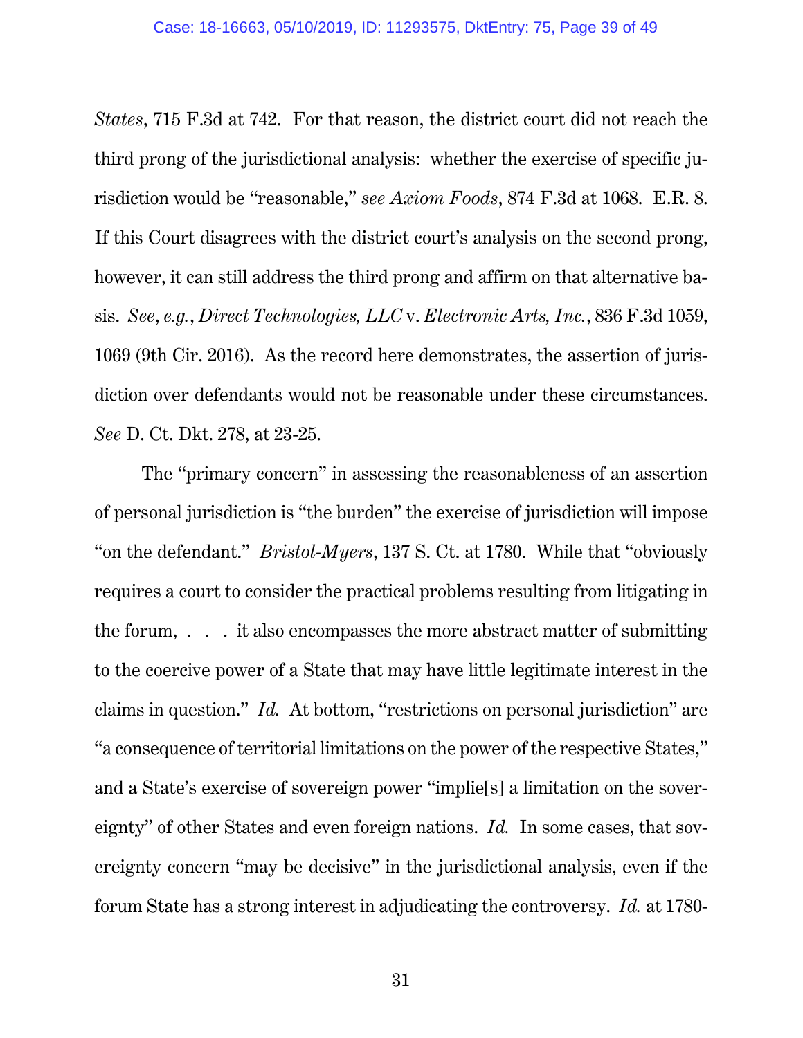*States*, 715 F.3d at 742. For that reason, the district court did not reach the third prong of the jurisdictional analysis: whether the exercise of specific jurisdiction would be "reasonable," *see Axiom Foods*, 874 F.3d at 1068. E.R. 8. If this Court disagrees with the district court's analysis on the second prong, however, it can still address the third prong and affirm on that alternative basis. *See*, *e.g.*, *Direct Technologies, LLC* v. *Electronic Arts, Inc.*, 836 F.3d 1059, 1069 (9th Cir. 2016). As the record here demonstrates, the assertion of jurisdiction over defendants would not be reasonable under these circumstances. *See* D. Ct. Dkt. 278, at 23-25.

The "primary concern" in assessing the reasonableness of an assertion of personal jurisdiction is "the burden" the exercise of jurisdiction will impose "on the defendant." *Bristol-Myers*, 137 S. Ct. at 1780. While that "obviously requires a court to consider the practical problems resulting from litigating in the forum, . . . it also encompasses the more abstract matter of submitting to the coercive power of a State that may have little legitimate interest in the claims in question." *Id.* At bottom, "restrictions on personal jurisdiction" are "a consequence of territorial limitations on the power of the respective States," and a State's exercise of sovereign power "implie[s] a limitation on the sovereignty" of other States and even foreign nations. *Id.* In some cases, that sovereignty concern "may be decisive" in the jurisdictional analysis, even if the forum State has a strong interest in adjudicating the controversy. *Id.* at 1780-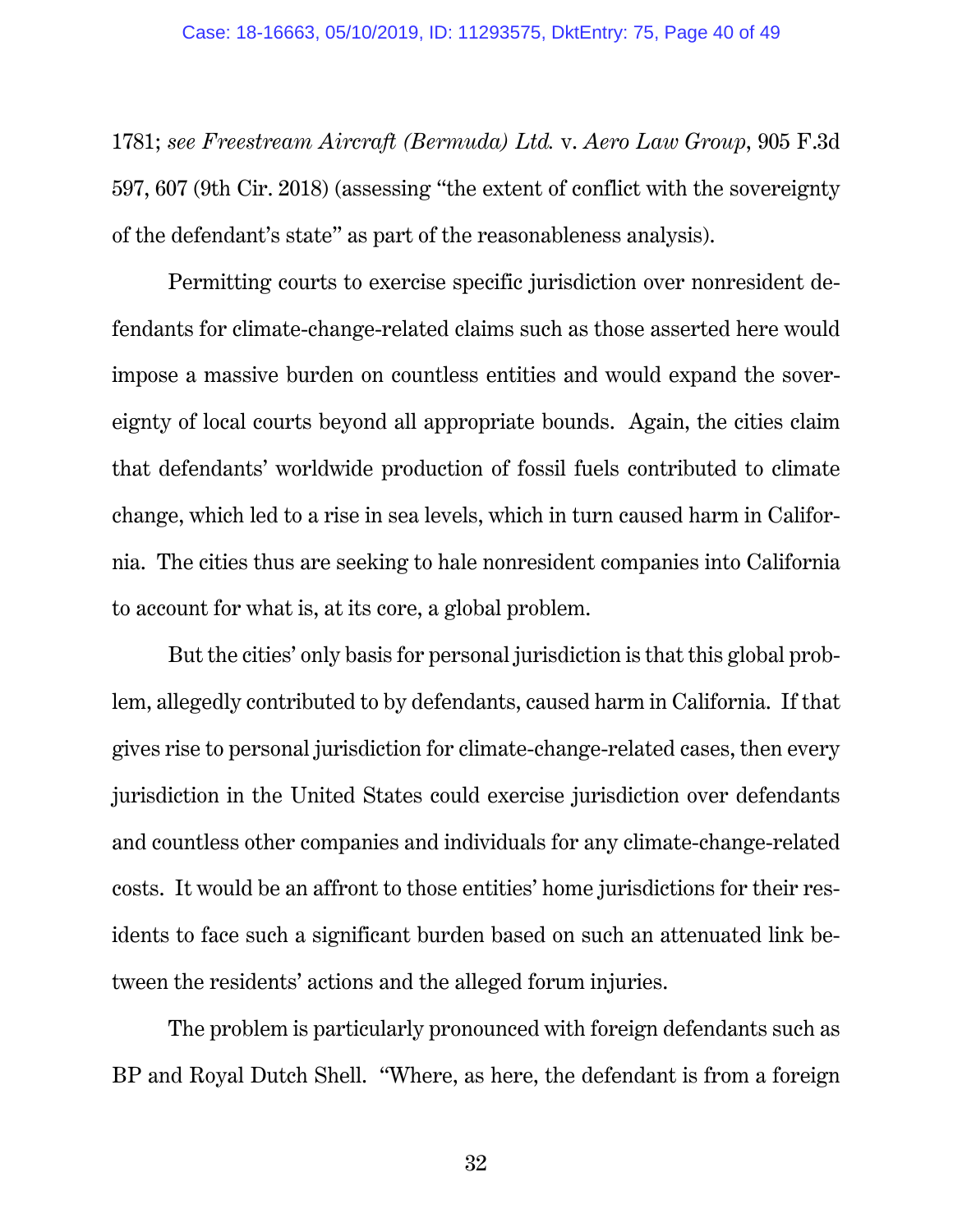1781; *see Freestream Aircraft (Bermuda) Ltd.* v. *Aero Law Group*, 905 F.3d 597, 607 (9th Cir. 2018) (assessing "the extent of conflict with the sovereignty of the defendant's state" as part of the reasonableness analysis).

Permitting courts to exercise specific jurisdiction over nonresident defendants for climate-change-related claims such as those asserted here would impose a massive burden on countless entities and would expand the sovereignty of local courts beyond all appropriate bounds. Again, the cities claim that defendants' worldwide production of fossil fuels contributed to climate change, which led to a rise in sea levels, which in turn caused harm in California. The cities thus are seeking to hale nonresident companies into California to account for what is, at its core, a global problem.

But the cities' only basis for personal jurisdiction is that this global problem, allegedly contributed to by defendants, caused harm in California. If that gives rise to personal jurisdiction for climate-change-related cases, then every jurisdiction in the United States could exercise jurisdiction over defendants and countless other companies and individuals for any climate-change-related costs. It would be an affront to those entities' home jurisdictions for their residents to face such a significant burden based on such an attenuated link between the residents' actions and the alleged forum injuries.

The problem is particularly pronounced with foreign defendants such as BP and Royal Dutch Shell. "Where, as here, the defendant is from a foreign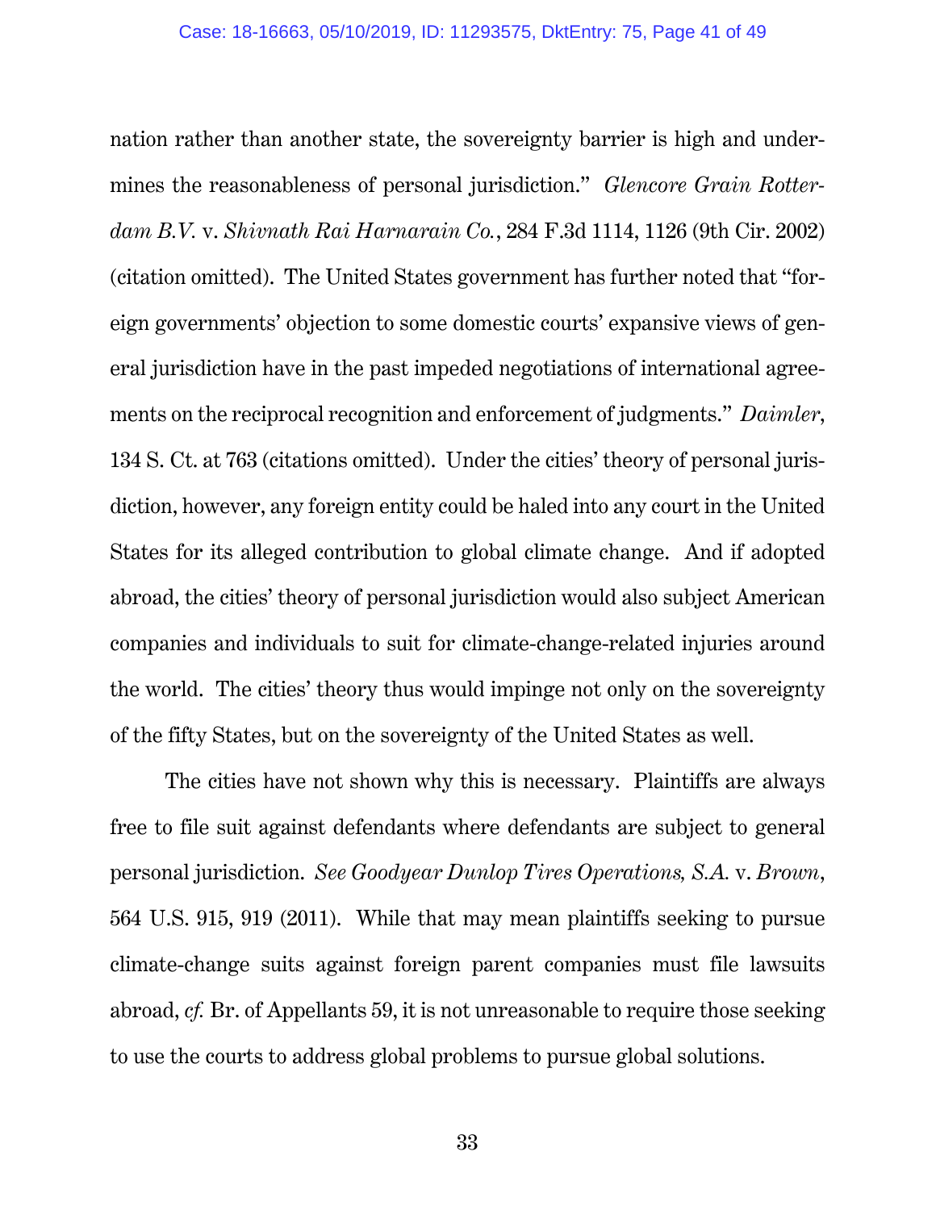nation rather than another state, the sovereignty barrier is high and undermines the reasonableness of personal jurisdiction." *Glencore Grain Rotterdam B.V.* v. *Shivnath Rai Harnarain Co.*, 284 F.3d 1114, 1126 (9th Cir. 2002) (citation omitted). The United States government has further noted that "foreign governments' objection to some domestic courts' expansive views of general jurisdiction have in the past impeded negotiations of international agreements on the reciprocal recognition and enforcement of judgments." *Daimler*, 134 S. Ct. at 763 (citations omitted). Under the cities' theory of personal jurisdiction, however, any foreign entity could be haled into any court in the United States for its alleged contribution to global climate change. And if adopted abroad, the cities' theory of personal jurisdiction would also subject American companies and individuals to suit for climate-change-related injuries around the world. The cities' theory thus would impinge not only on the sovereignty of the fifty States, but on the sovereignty of the United States as well.

The cities have not shown why this is necessary. Plaintiffs are always free to file suit against defendants where defendants are subject to general personal jurisdiction. *See Goodyear Dunlop Tires Operations, S.A.* v. *Brown*, 564 U.S. 915, 919 (2011). While that may mean plaintiffs seeking to pursue climate-change suits against foreign parent companies must file lawsuits abroad, *cf.* Br. of Appellants 59, it is not unreasonable to require those seeking to use the courts to address global problems to pursue global solutions.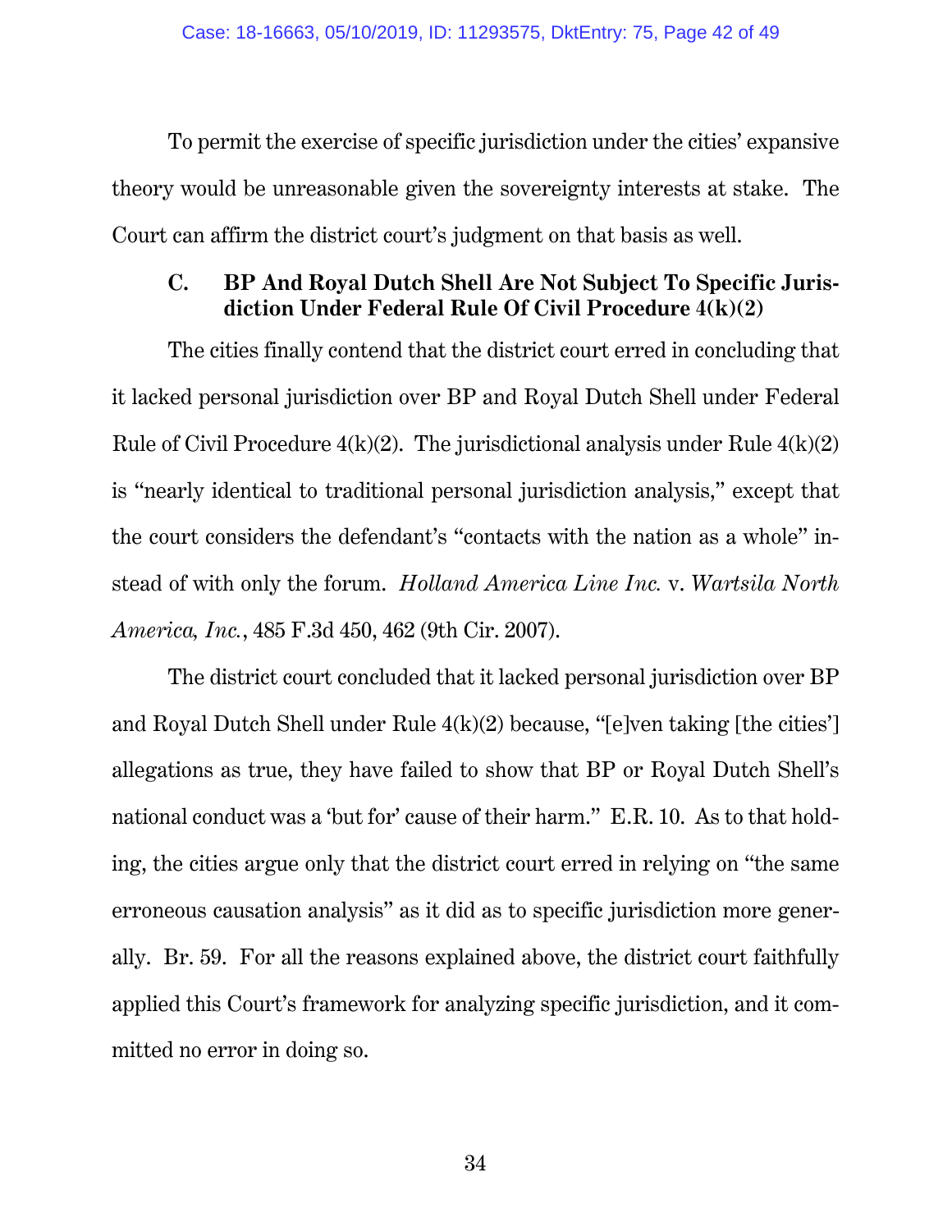To permit the exercise of specific jurisdiction under the cities' expansive theory would be unreasonable given the sovereignty interests at stake. The Court can affirm the district court's judgment on that basis as well.

### C. BP And Royal Dutch Shell Are Not Subject To Specific Jurisdiction Under Federal Rule Of Civil Procedure 4(k)(2)

The cities finally contend that the district court erred in concluding that it lacked personal jurisdiction over BP and Royal Dutch Shell under Federal Rule of Civil Procedure 4(k)(2). The jurisdictional analysis under Rule 4(k)(2) is "nearly identical to traditional personal jurisdiction analysis," except that the court considers the defendant's "contacts with the nation as a whole" instead of with only the forum. *Holland America Line Inc.* v. *Wartsila North America, Inc.*, 485 F.3d 450, 462 (9th Cir. 2007).

The district court concluded that it lacked personal jurisdiction over BP and Royal Dutch Shell under Rule 4(k)(2) because, "[e]ven taking [the cities'] allegations as true, they have failed to show that BP or Royal Dutch Shell's national conduct was a 'but for' cause of their harm." E.R. 10. As to that holding, the cities argue only that the district court erred in relying on "the same erroneous causation analysis" as it did as to specific jurisdiction more generally. Br. 59. For all the reasons explained above, the district court faithfully applied this Court's framework for analyzing specific jurisdiction, and it committed no error in doing so.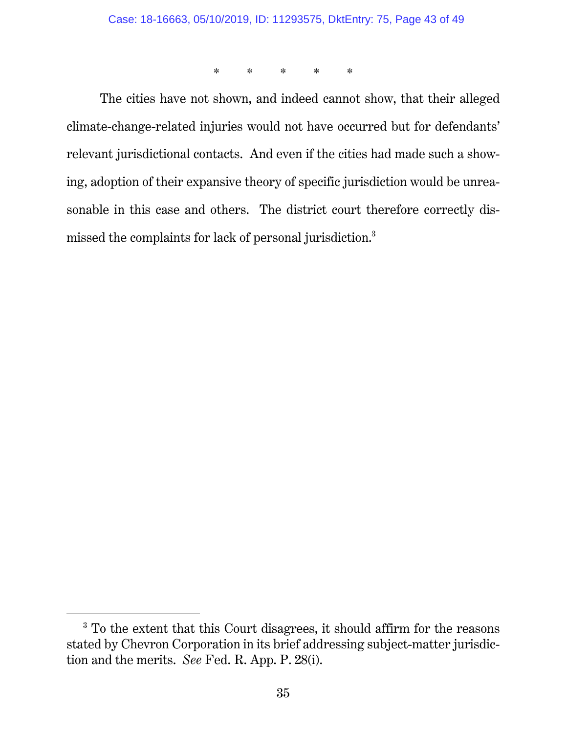\*      \*      \*      \*      \*

The cities have not shown, and indeed cannot show, that their alleged climate-change-related injuries would not have occurred but for defendants' relevant jurisdictional contacts. And even if the cities had made such a showing, adoption of their expansive theory of specific jurisdiction would be unreasonable in this case and others. The district court therefore correctly dismissed the complaints for lack of personal jurisdiction.[3]

---

[3] To the extent that this Court disagrees, it should affirm for the reasons stated by Chevron Corporation in its brief addressing subject-matter jurisdiction and the merits. *See* Fed. R. App. P. 28(i).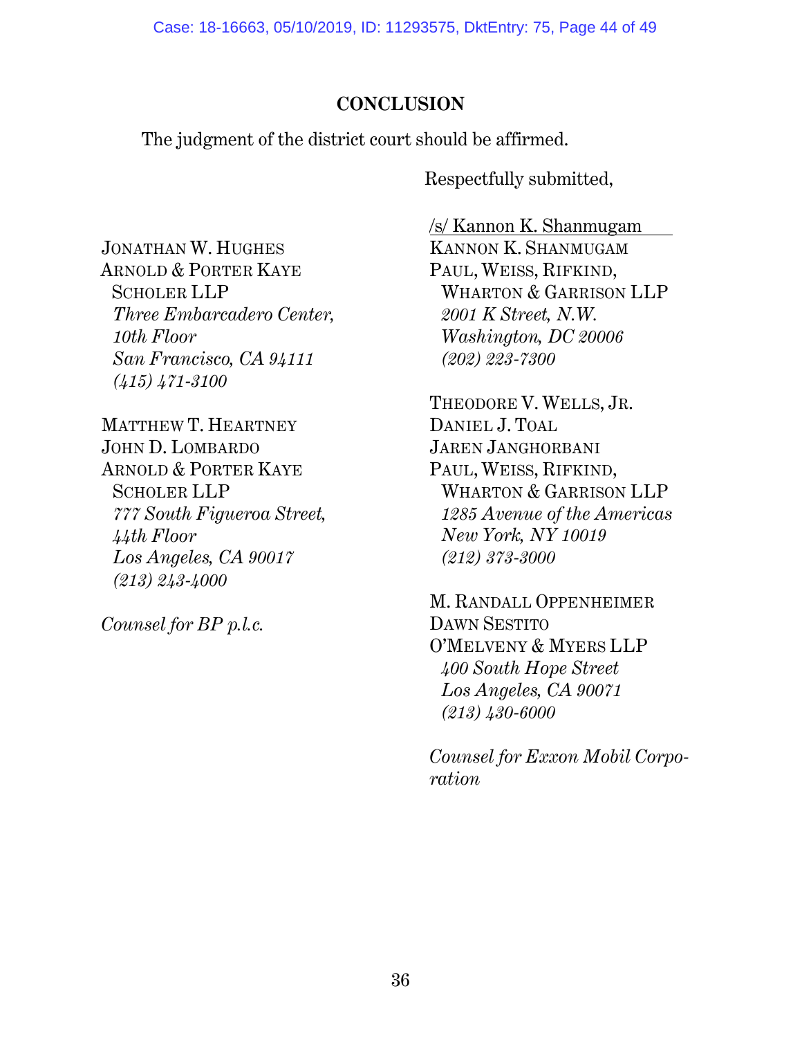## CONCLUSION

The judgment of the district court should be affirmed.

Respectfully submitted,

/s/ Kannon K. Shanmugam
KANNON K. SHANMUGAM
PAUL, WEISS, RIFKIND, WHARTON & GARRISON LLP
*2001 K Street, N.W.*
*Washington, DC 20006*
*(202) 223-7300*

THEODORE V. WELLS, JR.
DANIEL J. TOAL
JAREN JANGHORBANI
PAUL, WEISS, RIFKIND, WHARTON & GARRISON LLP
*1285 Avenue of the Americas*
*New York, NY 10019*
*(212) 373-3000*

M. RANDALL OPPENHEIMER
DAWN SESTITO
O'MELVENY & MYERS LLP
*400 South Hope Street*
*Los Angeles, CA 90071*
*(213) 430-6000*

*Counsel for Exxon Mobil Corporation*

JONATHAN W. HUGHES
ARNOLD & PORTER KAYE SCHOLER LLP
*Three Embarcadero Center, 10th Floor*
*San Francisco, CA 94111*
*(415) 471-3100*

MATTHEW T. HEARTNEY
JOHN D. LOMBARDO
ARNOLD & PORTER KAYE SCHOLER LLP
*777 South Figueroa Street, 44th Floor*
*Los Angeles, CA 90017*
*(213) 243-4000*

*Counsel for BP p.l.c.*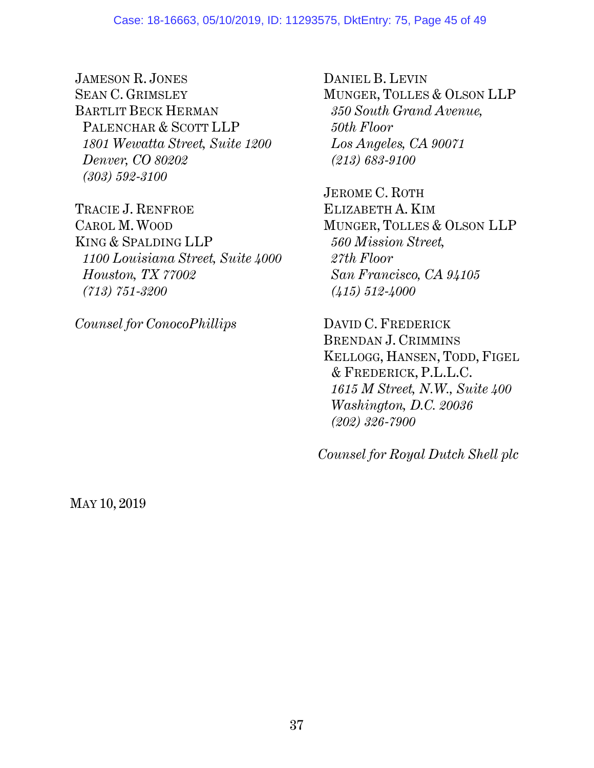JAMESON R. JONES
SEAN C. GRIMSLEY
BARTLIT BECK HERMAN
PALENCHAR & SCOTT LLP
*1801 Wewatta Street, Suite 1200*
*Denver, CO 80202*
*(303) 592-3100*

TRACIE J. RENFROE
CAROL M. WOOD
KING & SPALDING LLP
*1100 Louisiana Street, Suite 4000*
*Houston, TX 77002*
*(713) 751-3200*

*Counsel for ConocoPhillips*

DANIEL B. LEVIN
MUNGER, TOLLES & OLSON LLP
*350 South Grand Avenue,*
*50th Floor*
*Los Angeles, CA 90071*
*(213) 683-9100*

JEROME C. ROTH
ELIZABETH A. KIM
MUNGER, TOLLES & OLSON LLP
*560 Mission Street,*
*27th Floor*
*San Francisco, CA 94105*
*(415) 512-4000*

DAVID C. FREDERICK
BRENDAN J. CRIMMINS
KELLOGG, HANSEN, TODD, FIGEL
& FREDERICK, P.L.L.C.
*1615 M Street, N.W., Suite 400*
*Washington, D.C. 20036*
*(202) 326-7900*

*Counsel for Royal Dutch Shell plc*

MAY 10, 2019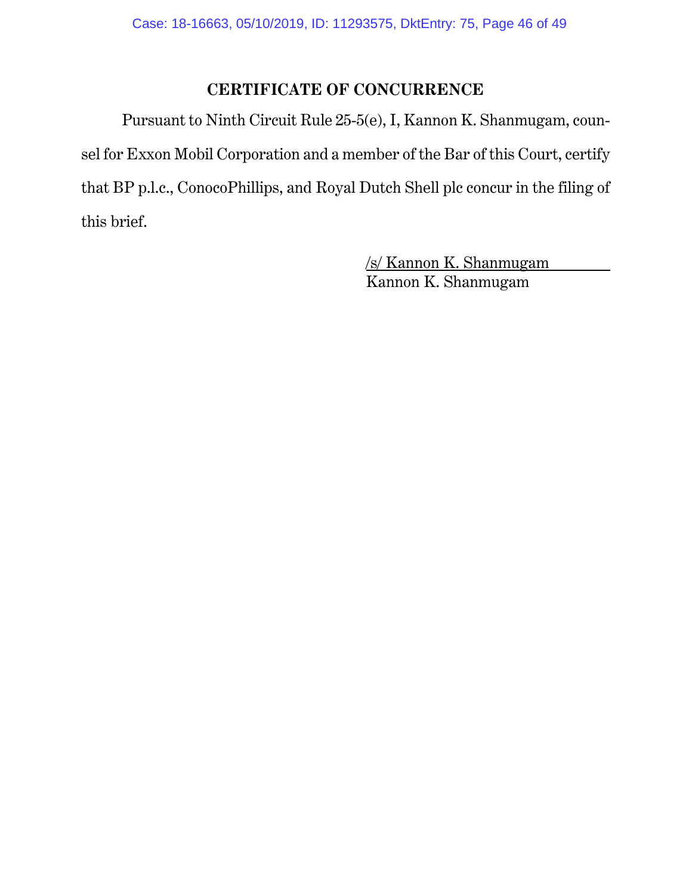## CERTIFICATE OF CONCURRENCE

Pursuant to Ninth Circuit Rule 25-5(e), I, Kannon K. Shanmugam, counsel for Exxon Mobil Corporation and a member of the Bar of this Court, certify that BP p.l.c., ConocoPhillips, and Royal Dutch Shell plc concur in the filing of this brief.

/s/ Kannon K. Shanmugam
Kannon K. Shanmugam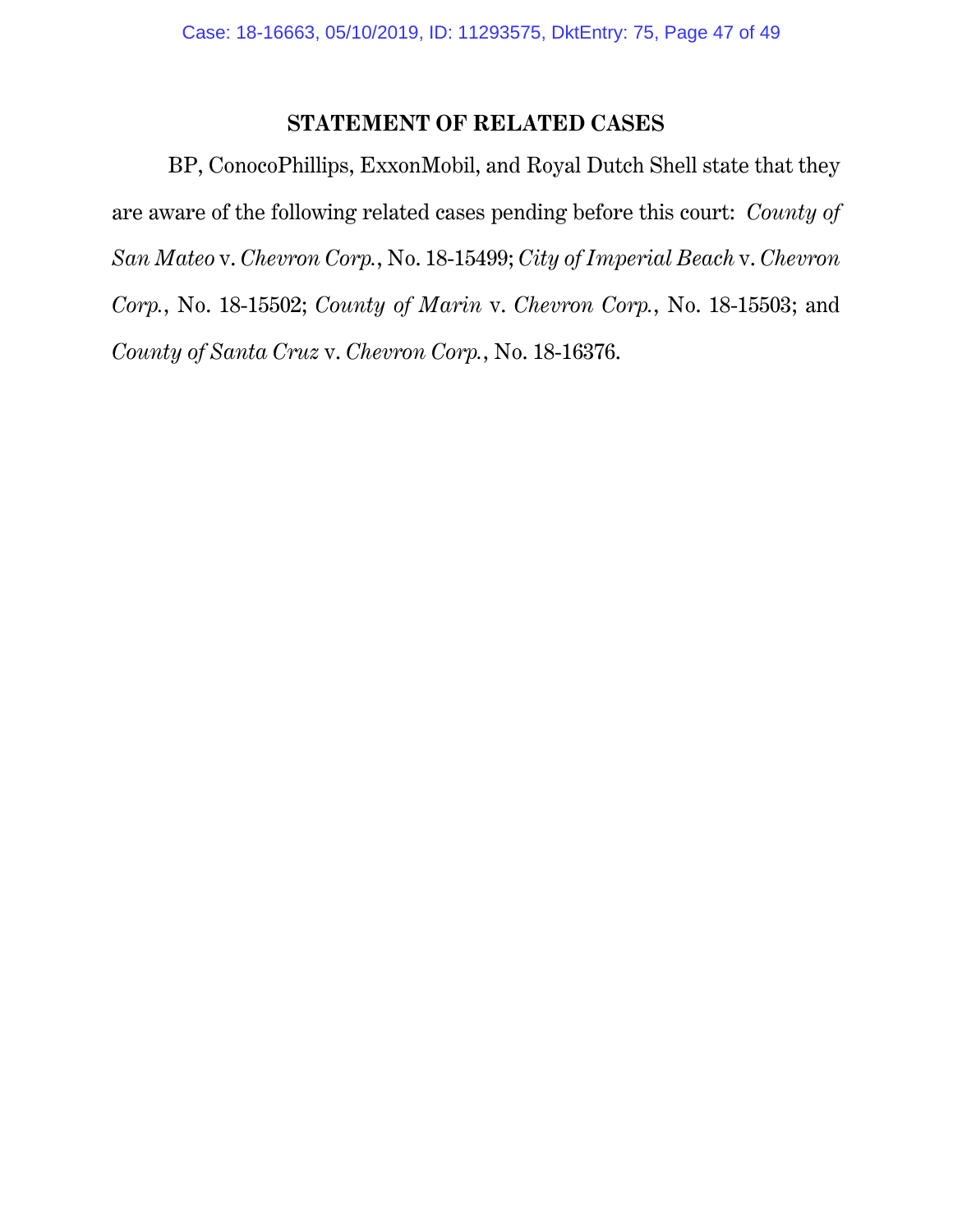## STATEMENT OF RELATED CASES

BP, ConocoPhillips, ExxonMobil, and Royal Dutch Shell state that they are aware of the following related cases pending before this court: *County of San Mateo* v. *Chevron Corp.*, No. 18-15499; *City of Imperial Beach* v. *Chevron Corp.*, No. 18-15502; *County of Marin* v. *Chevron Corp.*, No. 18-15503; and *County of Santa Cruz* v. *Chevron Corp.*, No. 18-16376.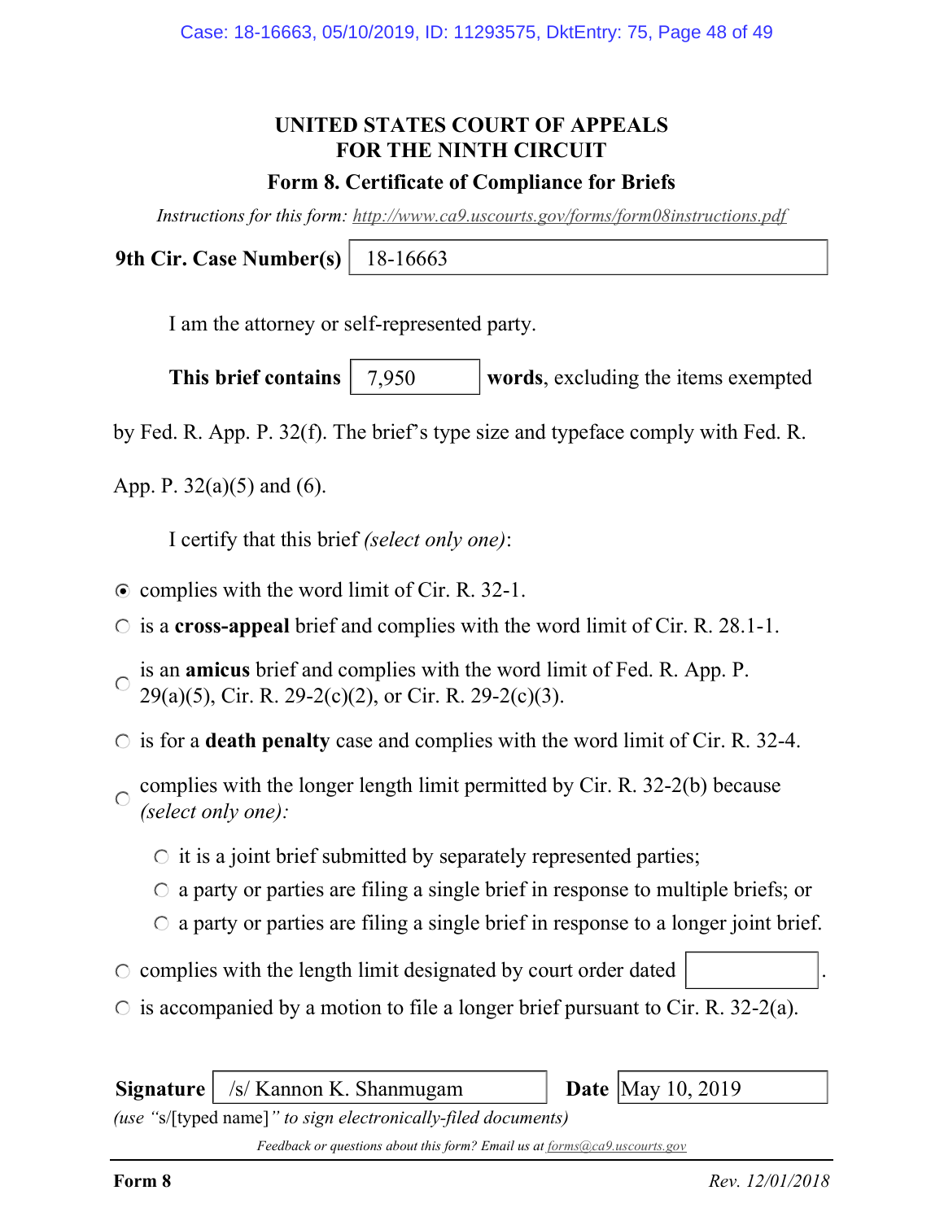**UNITED STATES COURT OF APPEALS**
**FOR THE NINTH CIRCUIT**

**Form 8. Certificate of Compliance for Briefs**

*Instructions for this form:* *http://www.ca9.uscourts.gov/forms/form08instructions.pdf*

**9th Cir. Case Number(s)** 18-16663

I am the attorney or self-represented party.

**This brief contains** 7,950 **words**, excluding the items exempted by Fed. R. App. P. 32(f). The brief's type size and typeface comply with Fed. R. App. P. 32(a)(5) and (6).

I certify that this brief *(select only one)*:

- ◉ complies with the word limit of Cir. R. 32-1.
- ○ is a **cross-appeal** brief and complies with the word limit of Cir. R. 28.1-1.
- ○ is an **amicus** brief and complies with the word limit of Fed. R. App. P. 29(a)(5), Cir. R. 29-2(c)(2), or Cir. R. 29-2(c)(3).
- ○ is for a **death penalty** case and complies with the word limit of Cir. R. 32-4.
- ○ complies with the longer length limit permitted by Cir. R. 32-2(b) because *(select only one):*
  - ○ it is a joint brief submitted by separately represented parties;
  - ○ a party or parties are filing a single brief in response to multiple briefs; or
  - ○ a party or parties are filing a single brief in response to a longer joint brief.
- ○ complies with the length limit designated by court order dated ______.
- ○ is accompanied by a motion to file a longer brief pursuant to Cir. R. 32-2(a).

**Signature** /s/ Kannon K. Shanmugam **Date** May 10, 2019

*(use "*s/[typed name]*" to sign electronically-filed documents)*

*Feedback or questions about this form? Email us at* *forms@ca9.uscourts.gov*

**Form 8** *Rev. 12/01/2018*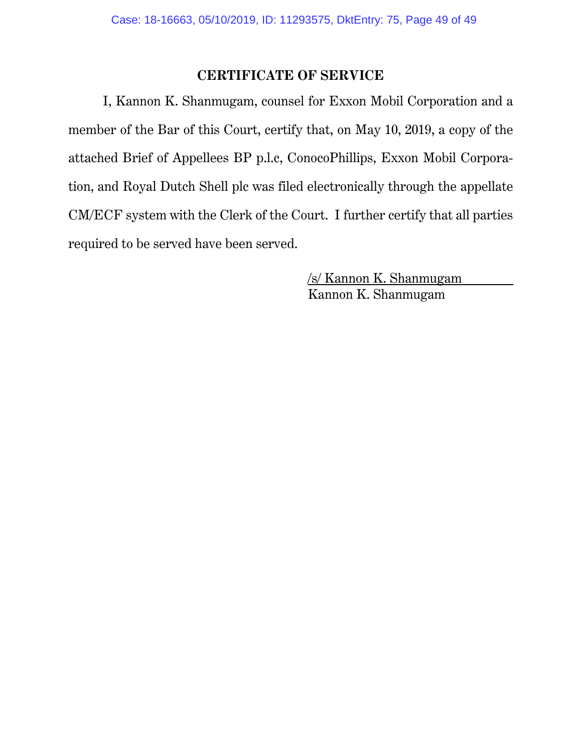## CERTIFICATE OF SERVICE

I, Kannon K. Shanmugam, counsel for Exxon Mobil Corporation and a member of the Bar of this Court, certify that, on May 10, 2019, a copy of the attached Brief of Appellees BP p.l.c, ConocoPhillips, Exxon Mobil Corporation, and Royal Dutch Shell plc was filed electronically through the appellate CM/ECF system with the Clerk of the Court. I further certify that all parties required to be served have been served.

/s/ Kannon K. Shanmugam
Kannon K. Shanmugam